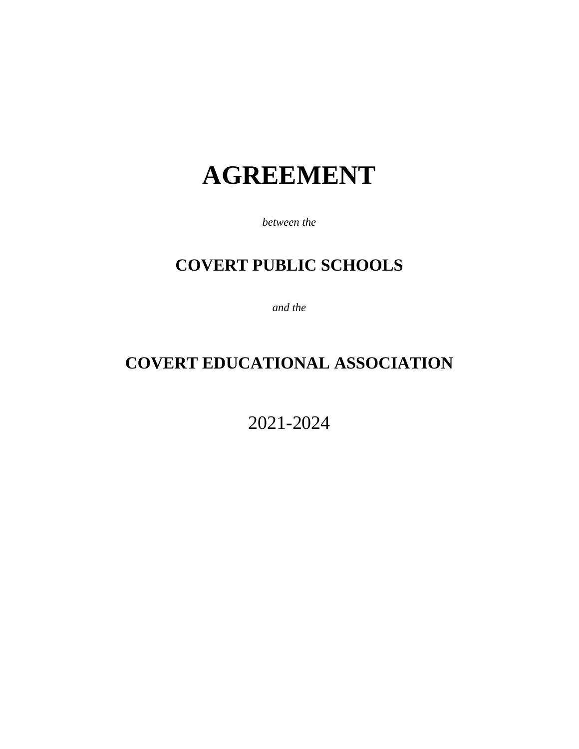# AGREEMENT

*between the*

## COVERT PUBLIC SCHOOLS

*and the*

## COVERT EDUCATIONAL ASSOCIATION

2021-2024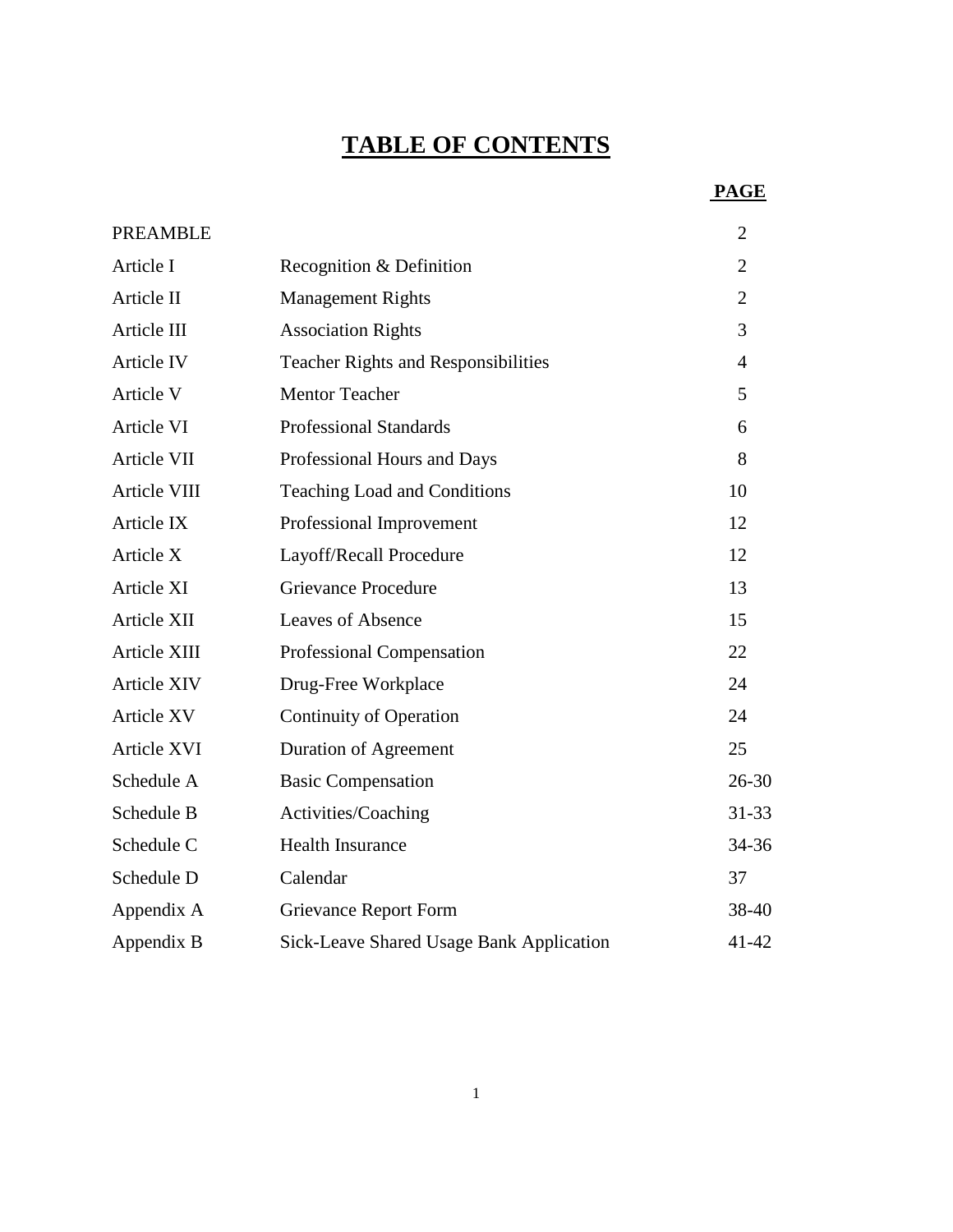# TABLE OF CONTENTS

| | | PAGE |
|---|---|---|
| PREAMBLE | | 2 |
| Article I | Recognition & Definition | 2 |
| Article II | Management Rights | 2 |
| Article III | Association Rights | 3 |
| Article IV | Teacher Rights and Responsibilities | 4 |
| Article V | Mentor Teacher | 5 |
| Article VI | Professional Standards | 6 |
| Article VII | Professional Hours and Days | 8 |
| Article VIII | Teaching Load and Conditions | 10 |
| Article IX | Professional Improvement | 12 |
| Article X | Layoff/Recall Procedure | 12 |
| Article XI | Grievance Procedure | 13 |
| Article XII | Leaves of Absence | 15 |
| Article XIII | Professional Compensation | 22 |
| Article XIV | Drug-Free Workplace | 24 |
| Article XV | Continuity of Operation | 24 |
| Article XVI | Duration of Agreement | 25 |
| Schedule A | Basic Compensation | 26-30 |
| Schedule B | Activities/Coaching | 31-33 |
| Schedule C | Health Insurance | 34-36 |
| Schedule D | Calendar | 37 |
| Appendix A | Grievance Report Form | 38-40 |
| Appendix B | Sick-Leave Shared Usage Bank Application | 41-42 |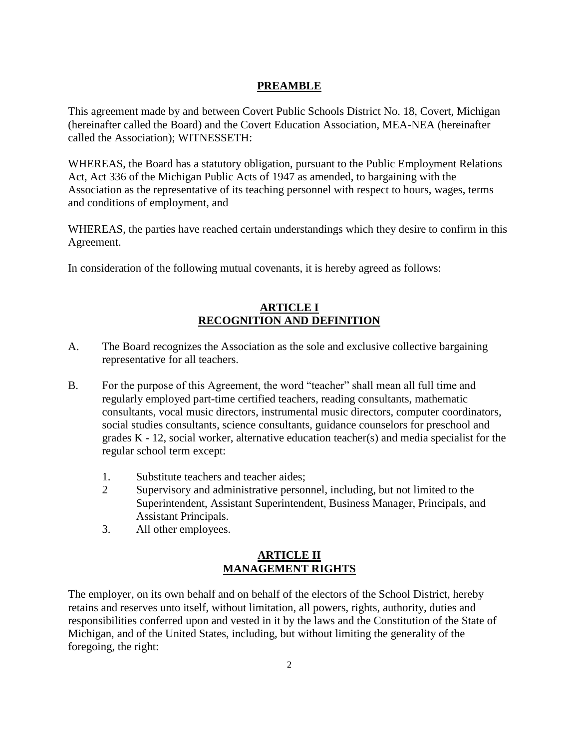## PREAMBLE

This agreement made by and between Covert Public Schools District No. 18, Covert, Michigan (hereinafter called the Board) and the Covert Education Association, MEA-NEA (hereinafter called the Association); WITNESSETH:

WHEREAS, the Board has a statutory obligation, pursuant to the Public Employment Relations Act, Act 336 of the Michigan Public Acts of 1947 as amended, to bargaining with the Association as the representative of its teaching personnel with respect to hours, wages, terms and conditions of employment, and

WHEREAS, the parties have reached certain understandings which they desire to confirm in this Agreement.

In consideration of the following mutual covenants, it is hereby agreed as follows:

## ARTICLE I
## RECOGNITION AND DEFINITION

A. The Board recognizes the Association as the sole and exclusive collective bargaining representative for all teachers.

B. For the purpose of this Agreement, the word "teacher" shall mean all full time and regularly employed part-time certified teachers, reading consultants, mathematic consultants, vocal music directors, instrumental music directors, computer coordinators, social studies consultants, science consultants, guidance counselors for preschool and grades K - 12, social worker, alternative education teacher(s) and media specialist for the regular school term except:

   1. Substitute teachers and teacher aides;
   2 Supervisory and administrative personnel, including, but not limited to the Superintendent, Assistant Superintendent, Business Manager, Principals, and Assistant Principals.
   3. All other employees.

## ARTICLE II
## MANAGEMENT RIGHTS

The employer, on its own behalf and on behalf of the electors of the School District, hereby retains and reserves unto itself, without limitation, all powers, rights, authority, duties and responsibilities conferred upon and vested in it by the laws and the Constitution of the State of Michigan, and of the United States, including, but without limiting the generality of the foregoing, the right: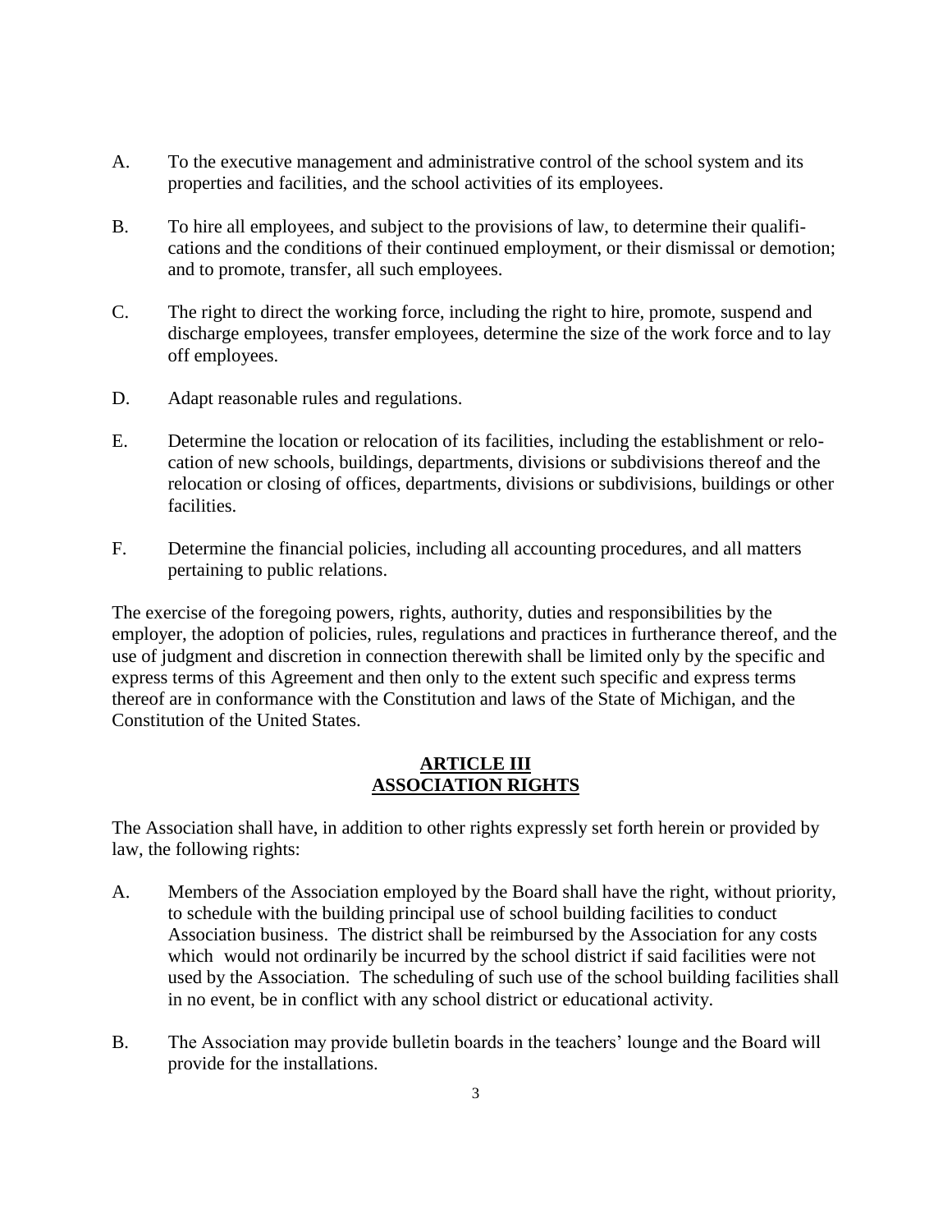A. To the executive management and administrative control of the school system and its properties and facilities, and the school activities of its employees.

B. To hire all employees, and subject to the provisions of law, to determine their qualifications and the conditions of their continued employment, or their dismissal or demotion; and to promote, transfer, all such employees.

C. The right to direct the working force, including the right to hire, promote, suspend and discharge employees, transfer employees, determine the size of the work force and to lay off employees.

D. Adapt reasonable rules and regulations.

E. Determine the location or relocation of its facilities, including the establishment or relocation of new schools, buildings, departments, divisions or subdivisions thereof and the relocation or closing of offices, departments, divisions or subdivisions, buildings or other facilities.

F. Determine the financial policies, including all accounting procedures, and all matters pertaining to public relations.

The exercise of the foregoing powers, rights, authority, duties and responsibilities by the employer, the adoption of policies, rules, regulations and practices in furtherance thereof, and the use of judgment and discretion in connection therewith shall be limited only by the specific and express terms of this Agreement and then only to the extent such specific and express terms thereof are in conformance with the Constitution and laws of the State of Michigan, and the Constitution of the United States.

## ARTICLE III
## ASSOCIATION RIGHTS

The Association shall have, in addition to other rights expressly set forth herein or provided by law, the following rights:

A. Members of the Association employed by the Board shall have the right, without priority, to schedule with the building principal use of school building facilities to conduct Association business. The district shall be reimbursed by the Association for any costs which would not ordinarily be incurred by the school district if said facilities were not used by the Association. The scheduling of such use of the school building facilities shall in no event, be in conflict with any school district or educational activity.

B. The Association may provide bulletin boards in the teachers' lounge and the Board will provide for the installations.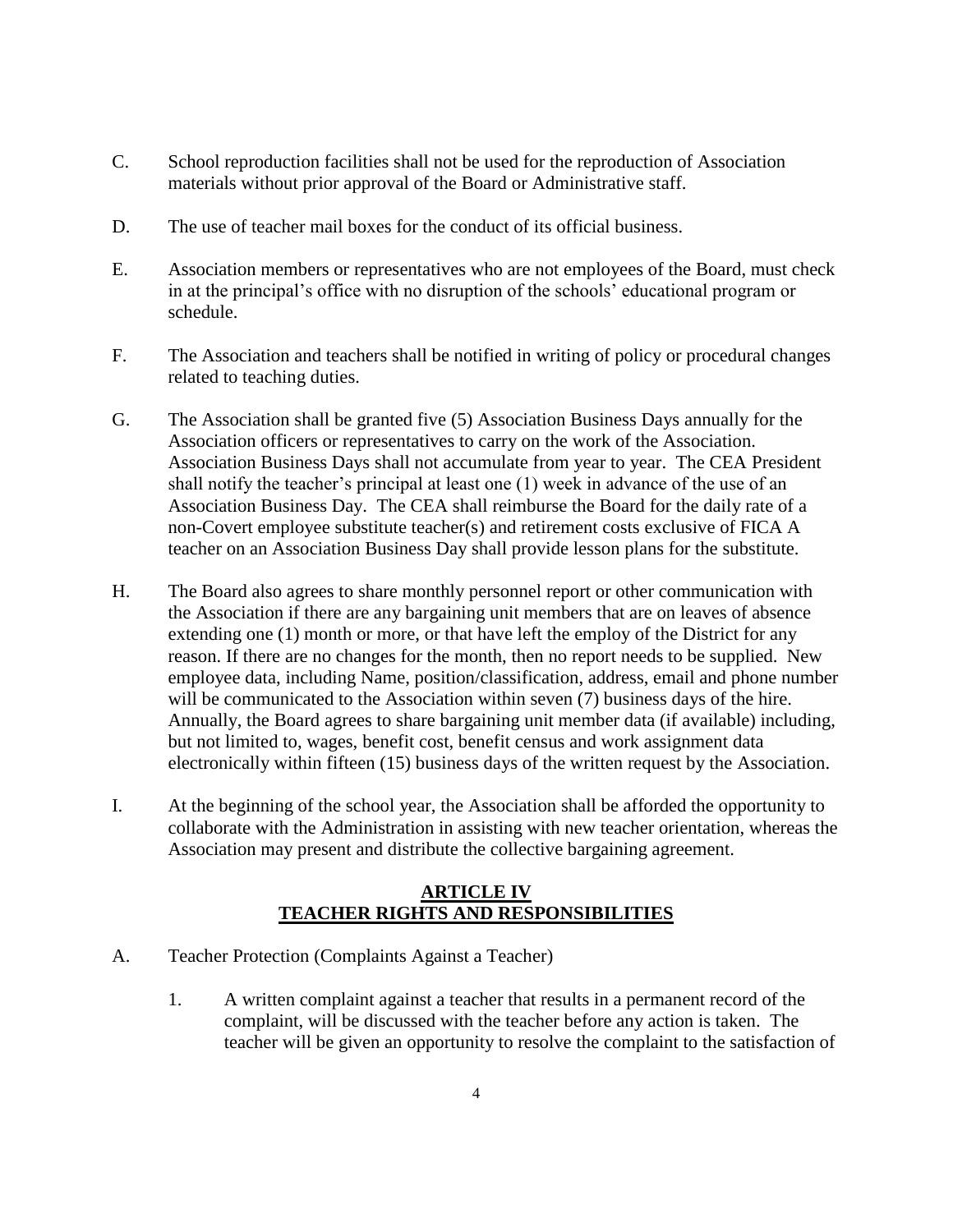C. School reproduction facilities shall not be used for the reproduction of Association materials without prior approval of the Board or Administrative staff.

D. The use of teacher mail boxes for the conduct of its official business.

E. Association members or representatives who are not employees of the Board, must check in at the principal's office with no disruption of the schools' educational program or schedule.

F. The Association and teachers shall be notified in writing of policy or procedural changes related to teaching duties.

G. The Association shall be granted five (5) Association Business Days annually for the Association officers or representatives to carry on the work of the Association. Association Business Days shall not accumulate from year to year. The CEA President shall notify the teacher's principal at least one (1) week in advance of the use of an Association Business Day. The CEA shall reimburse the Board for the daily rate of a non-Covert employee substitute teacher(s) and retirement costs exclusive of FICA A teacher on an Association Business Day shall provide lesson plans for the substitute.

H. The Board also agrees to share monthly personnel report or other communication with the Association if there are any bargaining unit members that are on leaves of absence extending one (1) month or more, or that have left the employ of the District for any reason. If there are no changes for the month, then no report needs to be supplied. New employee data, including Name, position/classification, address, email and phone number will be communicated to the Association within seven (7) business days of the hire. Annually, the Board agrees to share bargaining unit member data (if available) including, but not limited to, wages, benefit cost, benefit census and work assignment data electronically within fifteen (15) business days of the written request by the Association.

I. At the beginning of the school year, the Association shall be afforded the opportunity to collaborate with the Administration in assisting with new teacher orientation, whereas the Association may present and distribute the collective bargaining agreement.

## ARTICLE IV
## TEACHER RIGHTS AND RESPONSIBILITIES

A. Teacher Protection (Complaints Against a Teacher)

1. A written complaint against a teacher that results in a permanent record of the complaint, will be discussed with the teacher before any action is taken. The teacher will be given an opportunity to resolve the complaint to the satisfaction of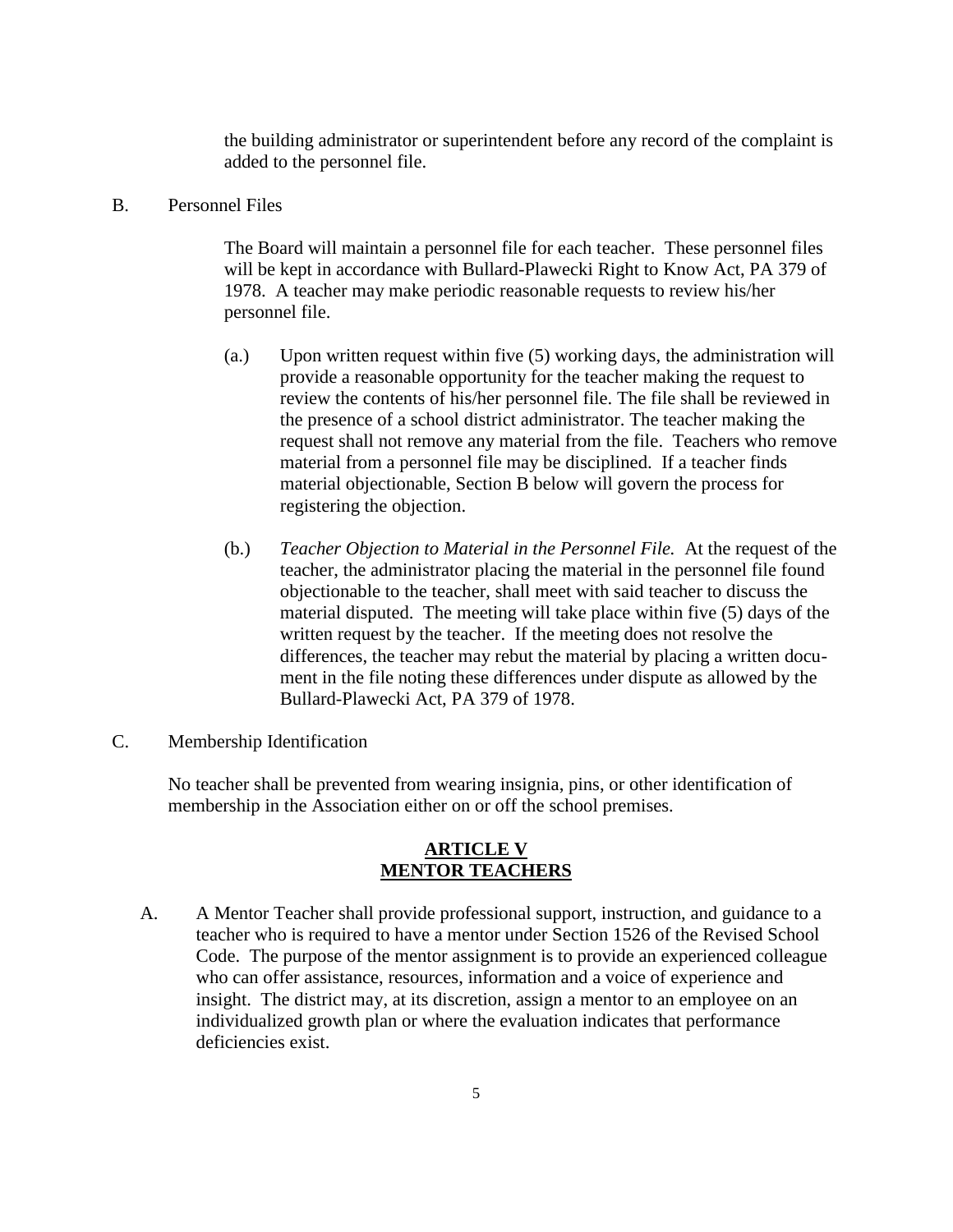the building administrator or superintendent before any record of the complaint is added to the personnel file.

B. Personnel Files

The Board will maintain a personnel file for each teacher. These personnel files will be kept in accordance with Bullard-Plawecki Right to Know Act, PA 379 of 1978. A teacher may make periodic reasonable requests to review his/her personnel file.

(a.) Upon written request within five (5) working days, the administration will provide a reasonable opportunity for the teacher making the request to review the contents of his/her personnel file. The file shall be reviewed in the presence of a school district administrator. The teacher making the request shall not remove any material from the file. Teachers who remove material from a personnel file may be disciplined. If a teacher finds material objectionable, Section B below will govern the process for registering the objection.

(b.) *Teacher Objection to Material in the Personnel File.* At the request of the teacher, the administrator placing the material in the personnel file found objectionable to the teacher, shall meet with said teacher to discuss the material disputed. The meeting will take place within five (5) days of the written request by the teacher. If the meeting does not resolve the differences, the teacher may rebut the material by placing a written document in the file noting these differences under dispute as allowed by the Bullard-Plawecki Act, PA 379 of 1978.

C. Membership Identification

No teacher shall be prevented from wearing insignia, pins, or other identification of membership in the Association either on or off the school premises.

## ARTICLE V
## MENTOR TEACHERS

A. A Mentor Teacher shall provide professional support, instruction, and guidance to a teacher who is required to have a mentor under Section 1526 of the Revised School Code. The purpose of the mentor assignment is to provide an experienced colleague who can offer assistance, resources, information and a voice of experience and insight. The district may, at its discretion, assign a mentor to an employee on an individualized growth plan or where the evaluation indicates that performance deficiencies exist.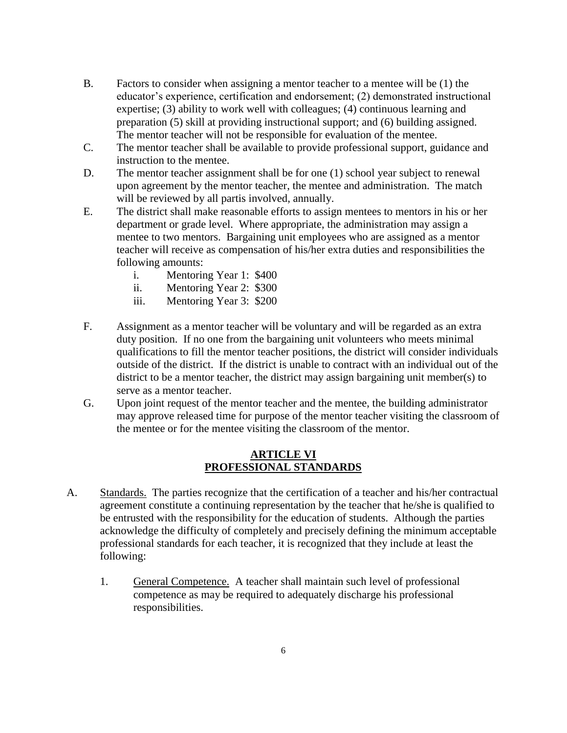B. Factors to consider when assigning a mentor teacher to a mentee will be (1) the educator's experience, certification and endorsement; (2) demonstrated instructional expertise; (3) ability to work well with colleagues; (4) continuous learning and preparation (5) skill at providing instructional support; and (6) building assigned. The mentor teacher will not be responsible for evaluation of the mentee.

C. The mentor teacher shall be available to provide professional support, guidance and instruction to the mentee.

D. The mentor teacher assignment shall be for one (1) school year subject to renewal upon agreement by the mentor teacher, the mentee and administration. The match will be reviewed by all partis involved, annually.

E. The district shall make reasonable efforts to assign mentees to mentors in his or her department or grade level. Where appropriate, the administration may assign a mentee to two mentors. Bargaining unit employees who are assigned as a mentor teacher will receive as compensation of his/her extra duties and responsibilities the following amounts:

   i. Mentoring Year 1: $400
   ii. Mentoring Year 2: $300
   iii. Mentoring Year 3: $200

F. Assignment as a mentor teacher will be voluntary and will be regarded as an extra duty position. If no one from the bargaining unit volunteers who meets minimal qualifications to fill the mentor teacher positions, the district will consider individuals outside of the district. If the district is unable to contract with an individual out of the district to be a mentor teacher, the district may assign bargaining unit member(s) to serve as a mentor teacher.

G. Upon joint request of the mentor teacher and the mentee, the building administrator may approve released time for purpose of the mentor teacher visiting the classroom of the mentee or for the mentee visiting the classroom of the mentor.

## ARTICLE VI
## PROFESSIONAL STANDARDS

A. Standards. The parties recognize that the certification of a teacher and his/her contractual agreement constitute a continuing representation by the teacher that he/she is qualified to be entrusted with the responsibility for the education of students. Although the parties acknowledge the difficulty of completely and precisely defining the minimum acceptable professional standards for each teacher, it is recognized that they include at least the following:

   1. General Competence. A teacher shall maintain such level of professional competence as may be required to adequately discharge his professional responsibilities.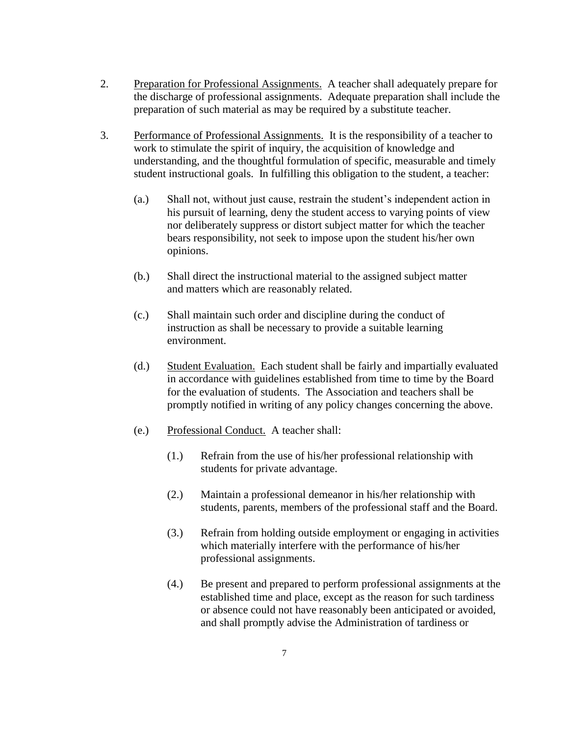2. <u>Preparation for Professional Assignments.</u> A teacher shall adequately prepare for the discharge of professional assignments. Adequate preparation shall include the preparation of such material as may be required by a substitute teacher.

3. <u>Performance of Professional Assignments.</u> It is the responsibility of a teacher to work to stimulate the spirit of inquiry, the acquisition of knowledge and understanding, and the thoughtful formulation of specific, measurable and timely student instructional goals. In fulfilling this obligation to the student, a teacher:

   (a.) Shall not, without just cause, restrain the student's independent action in his pursuit of learning, deny the student access to varying points of view nor deliberately suppress or distort subject matter for which the teacher bears responsibility, not seek to impose upon the student his/her own opinions.

   (b.) Shall direct the instructional material to the assigned subject matter and matters which are reasonably related.

   (c.) Shall maintain such order and discipline during the conduct of instruction as shall be necessary to provide a suitable learning environment.

   (d.) <u>Student Evaluation.</u> Each student shall be fairly and impartially evaluated in accordance with guidelines established from time to time by the Board for the evaluation of students. The Association and teachers shall be promptly notified in writing of any policy changes concerning the above.

   (e.) <u>Professional Conduct.</u> A teacher shall:

      (1.) Refrain from the use of his/her professional relationship with students for private advantage.

      (2.) Maintain a professional demeanor in his/her relationship with students, parents, members of the professional staff and the Board.

      (3.) Refrain from holding outside employment or engaging in activities which materially interfere with the performance of his/her professional assignments.

      (4.) Be present and prepared to perform professional assignments at the established time and place, except as the reason for such tardiness or absence could not have reasonably been anticipated or avoided, and shall promptly advise the Administration of tardiness or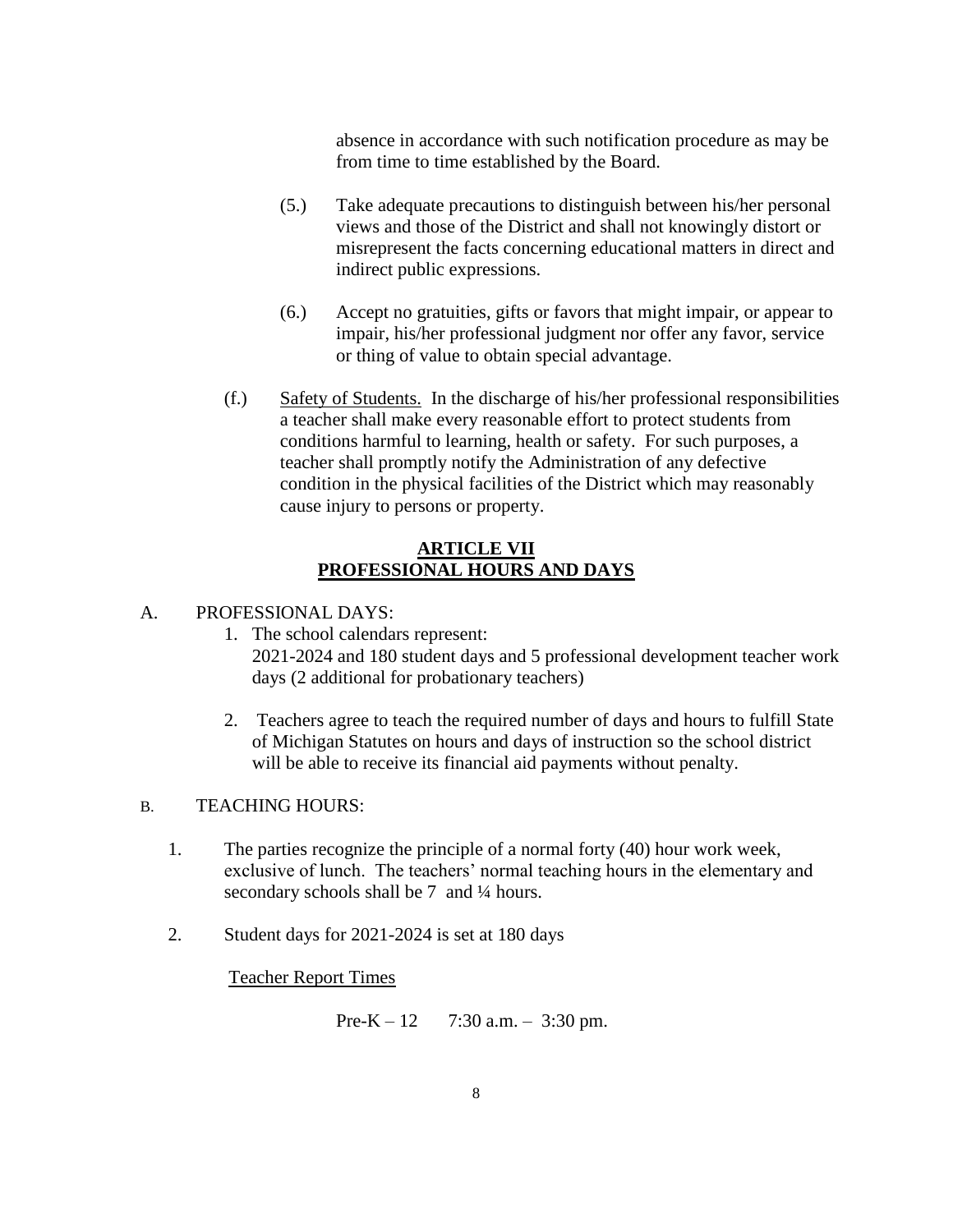absence in accordance with such notification procedure as may be from time to time established by the Board.

(5.) Take adequate precautions to distinguish between his/her personal views and those of the District and shall not knowingly distort or misrepresent the facts concerning educational matters in direct and indirect public expressions.

(6.) Accept no gratuities, gifts or favors that might impair, or appear to impair, his/her professional judgment nor offer any favor, service or thing of value to obtain special advantage.

(f.) Safety of Students. In the discharge of his/her professional responsibilities a teacher shall make every reasonable effort to protect students from conditions harmful to learning, health or safety. For such purposes, a teacher shall promptly notify the Administration of any defective condition in the physical facilities of the District which may reasonably cause injury to persons or property.

## ARTICLE VII
## PROFESSIONAL HOURS AND DAYS

A. PROFESSIONAL DAYS:

1. The school calendars represent:
   2021-2024 and 180 student days and 5 professional development teacher work days (2 additional for probationary teachers)

2. Teachers agree to teach the required number of days and hours to fulfill State of Michigan Statutes on hours and days of instruction so the school district will be able to receive its financial aid payments without penalty.

B. TEACHING HOURS:

1. The parties recognize the principle of a normal forty (40) hour work week, exclusive of lunch. The teachers' normal teaching hours in the elementary and secondary schools shall be 7 and ¼ hours.

2. Student days for 2021-2024 is set at 180 days

   Teacher Report Times

   Pre-K – 12 7:30 a.m. – 3:30 pm.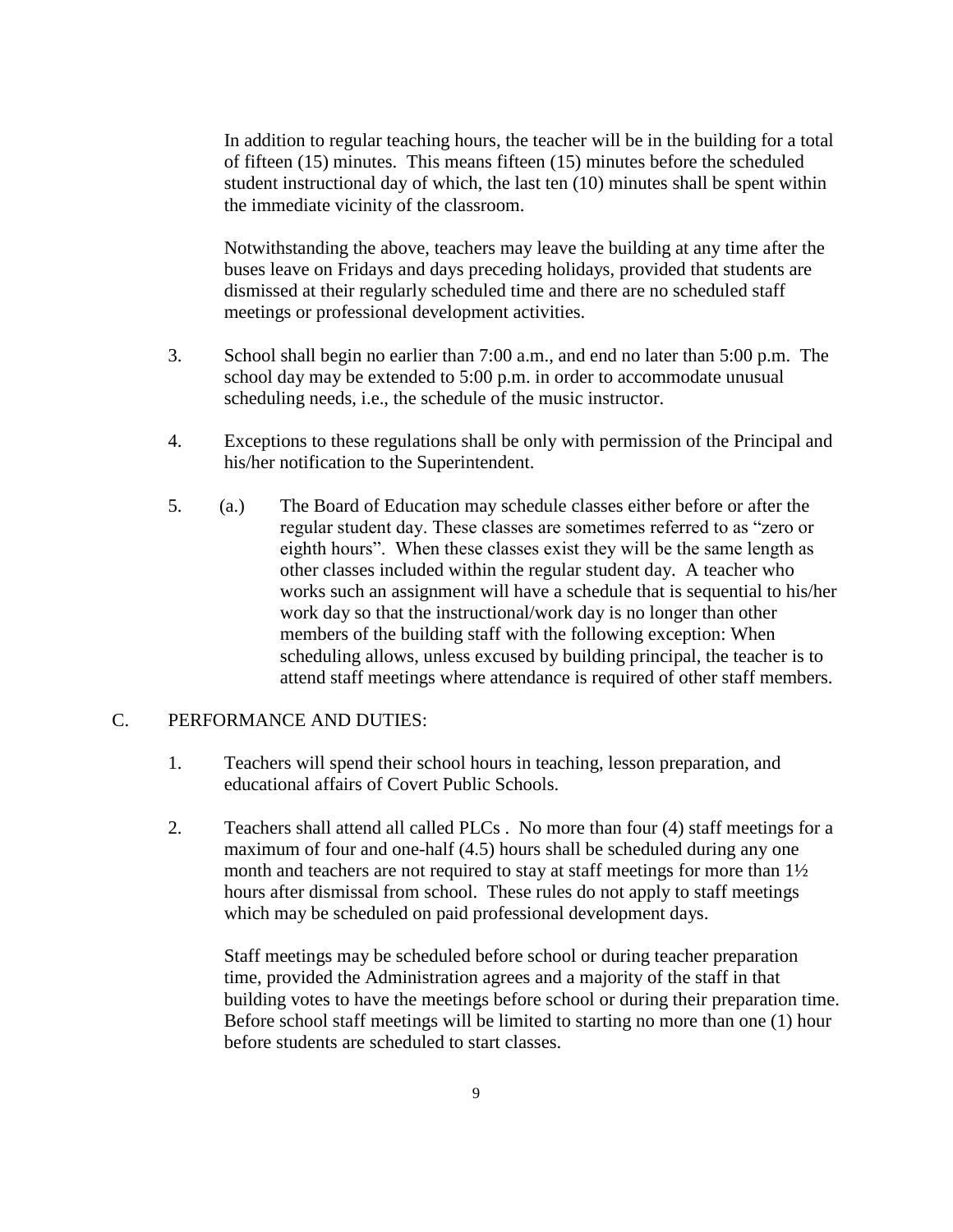In addition to regular teaching hours, the teacher will be in the building for a total of fifteen (15) minutes. This means fifteen (15) minutes before the scheduled student instructional day of which, the last ten (10) minutes shall be spent within the immediate vicinity of the classroom.

Notwithstanding the above, teachers may leave the building at any time after the buses leave on Fridays and days preceding holidays, provided that students are dismissed at their regularly scheduled time and there are no scheduled staff meetings or professional development activities.

3. School shall begin no earlier than 7:00 a.m., and end no later than 5:00 p.m. The school day may be extended to 5:00 p.m. in order to accommodate unusual scheduling needs, i.e., the schedule of the music instructor.

4. Exceptions to these regulations shall be only with permission of the Principal and his/her notification to the Superintendent.

5. (a.) The Board of Education may schedule classes either before or after the regular student day. These classes are sometimes referred to as "zero or eighth hours". When these classes exist they will be the same length as other classes included within the regular student day. A teacher who works such an assignment will have a schedule that is sequential to his/her work day so that the instructional/work day is no longer than other members of the building staff with the following exception: When scheduling allows, unless excused by building principal, the teacher is to attend staff meetings where attendance is required of other staff members.

C. PERFORMANCE AND DUTIES:

1. Teachers will spend their school hours in teaching, lesson preparation, and educational affairs of Covert Public Schools.

2. Teachers shall attend all called PLCs . No more than four (4) staff meetings for a maximum of four and one-half (4.5) hours shall be scheduled during any one month and teachers are not required to stay at staff meetings for more than 1½ hours after dismissal from school. These rules do not apply to staff meetings which may be scheduled on paid professional development days.

   Staff meetings may be scheduled before school or during teacher preparation time, provided the Administration agrees and a majority of the staff in that building votes to have the meetings before school or during their preparation time. Before school staff meetings will be limited to starting no more than one (1) hour before students are scheduled to start classes.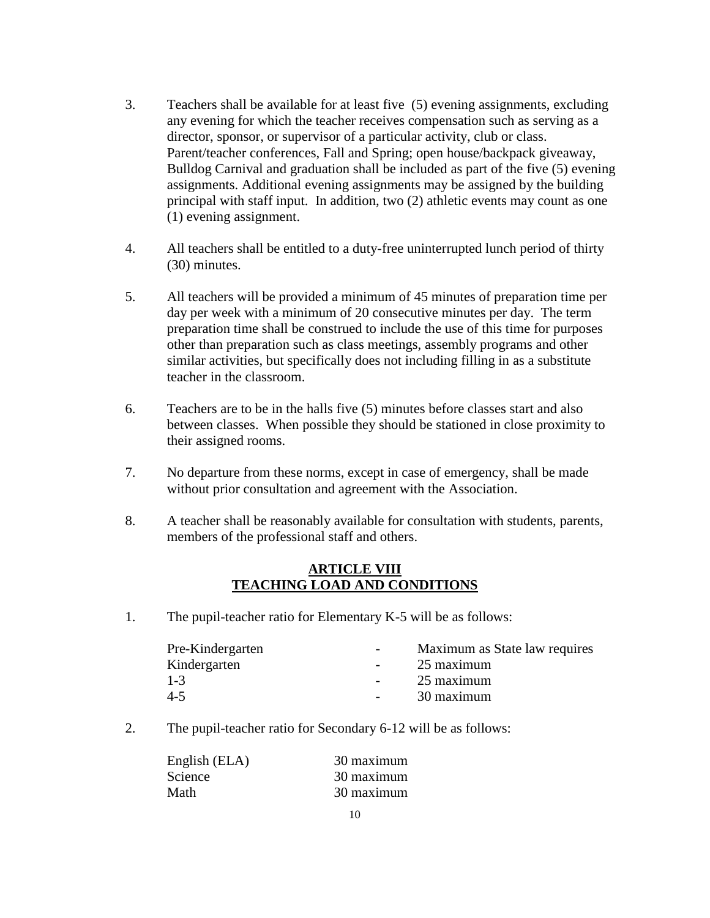3. Teachers shall be available for at least five (5) evening assignments, excluding any evening for which the teacher receives compensation such as serving as a director, sponsor, or supervisor of a particular activity, club or class. Parent/teacher conferences, Fall and Spring; open house/backpack giveaway, Bulldog Carnival and graduation shall be included as part of the five (5) evening assignments. Additional evening assignments may be assigned by the building principal with staff input. In addition, two (2) athletic events may count as one (1) evening assignment.

4. All teachers shall be entitled to a duty-free uninterrupted lunch period of thirty (30) minutes.

5. All teachers will be provided a minimum of 45 minutes of preparation time per day per week with a minimum of 20 consecutive minutes per day. The term preparation time shall be construed to include the use of this time for purposes other than preparation such as class meetings, assembly programs and other similar activities, but specifically does not including filling in as a substitute teacher in the classroom.

6. Teachers are to be in the halls five (5) minutes before classes start and also between classes. When possible they should be stationed in close proximity to their assigned rooms.

7. No departure from these norms, except in case of emergency, shall be made without prior consultation and agreement with the Association.

8. A teacher shall be reasonably available for consultation with students, parents, members of the professional staff and others.

## ARTICLE VIII
## TEACHING LOAD AND CONDITIONS

1. The pupil-teacher ratio for Elementary K-5 will be as follows:

| | | |
|---|---|---|
| Pre-Kindergarten | - | Maximum as State law requires |
| Kindergarten | - | 25 maximum |
| 1-3 | - | 25 maximum |
| 4-5 | - | 30 maximum |

2. The pupil-teacher ratio for Secondary 6-12 will be as follows:

| | |
|---|---|
| English (ELA) | 30 maximum |
| Science | 30 maximum |
| Math | 30 maximum |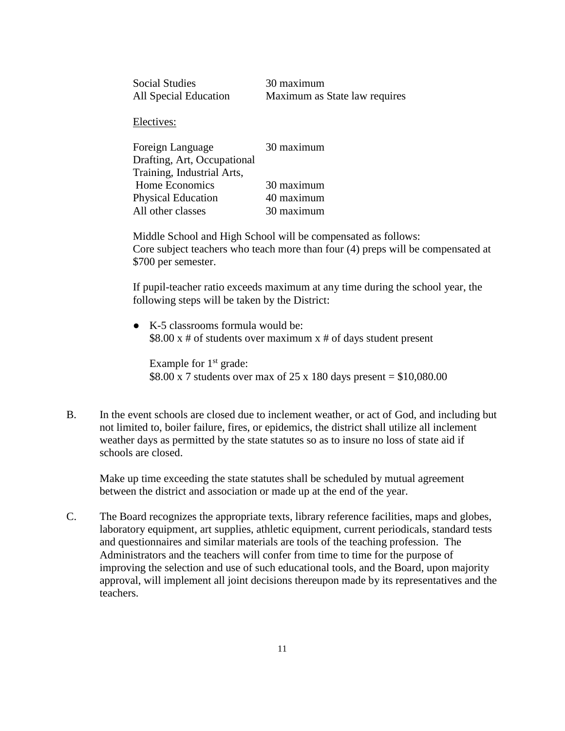| | |
|---|---|
| Social Studies | 30 maximum |
| All Special Education | Maximum as State law requires |

<u>Electives:</u>

| | |
|---|---|
| Foreign Language | 30 maximum |
| Drafting, Art, Occupational Training, Industrial Arts, Home Economics | 30 maximum |
| Physical Education | 40 maximum |
| All other classes | 30 maximum |

Middle School and High School will be compensated as follows:
Core subject teachers who teach more than four (4) preps will be compensated at $700 per semester.

If pupil-teacher ratio exceeds maximum at any time during the school year, the following steps will be taken by the District:

- K-5 classrooms formula would be:
  $8.00 x # of students over maximum x # of days student present

  Example for 1st grade:
  $8.00 x 7 students over max of 25 x 180 days present = $10,080.00

B. In the event schools are closed due to inclement weather, or act of God, and including but not limited to, boiler failure, fires, or epidemics, the district shall utilize all inclement weather days as permitted by the state statutes so as to insure no loss of state aid if schools are closed.

Make up time exceeding the state statutes shall be scheduled by mutual agreement between the district and association or made up at the end of the year.

C. The Board recognizes the appropriate texts, library reference facilities, maps and globes, laboratory equipment, art supplies, athletic equipment, current periodicals, standard tests and questionnaires and similar materials are tools of the teaching profession. The Administrators and the teachers will confer from time to time for the purpose of improving the selection and use of such educational tools, and the Board, upon majority approval, will implement all joint decisions thereupon made by its representatives and the teachers.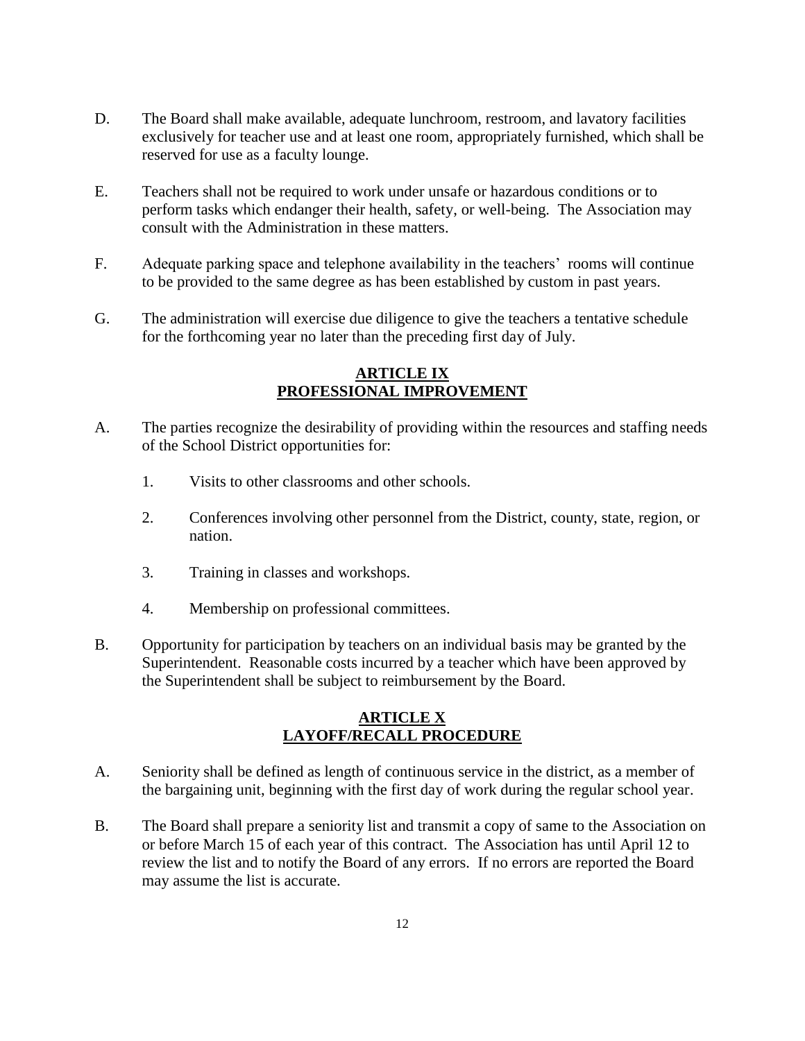D. The Board shall make available, adequate lunchroom, restroom, and lavatory facilities exclusively for teacher use and at least one room, appropriately furnished, which shall be reserved for use as a faculty lounge.

E. Teachers shall not be required to work under unsafe or hazardous conditions or to perform tasks which endanger their health, safety, or well-being. The Association may consult with the Administration in these matters.

F. Adequate parking space and telephone availability in the teachers' rooms will continue to be provided to the same degree as has been established by custom in past years.

G. The administration will exercise due diligence to give the teachers a tentative schedule for the forthcoming year no later than the preceding first day of July.

## ARTICLE IX
## PROFESSIONAL IMPROVEMENT

A. The parties recognize the desirability of providing within the resources and staffing needs of the School District opportunities for:

   1. Visits to other classrooms and other schools.

   2. Conferences involving other personnel from the District, county, state, region, or nation.

   3. Training in classes and workshops.

   4. Membership on professional committees.

B. Opportunity for participation by teachers on an individual basis may be granted by the Superintendent. Reasonable costs incurred by a teacher which have been approved by the Superintendent shall be subject to reimbursement by the Board.

## ARTICLE X
## LAYOFF/RECALL PROCEDURE

A. Seniority shall be defined as length of continuous service in the district, as a member of the bargaining unit, beginning with the first day of work during the regular school year.

B. The Board shall prepare a seniority list and transmit a copy of same to the Association on or before March 15 of each year of this contract. The Association has until April 12 to review the list and to notify the Board of any errors. If no errors are reported the Board may assume the list is accurate.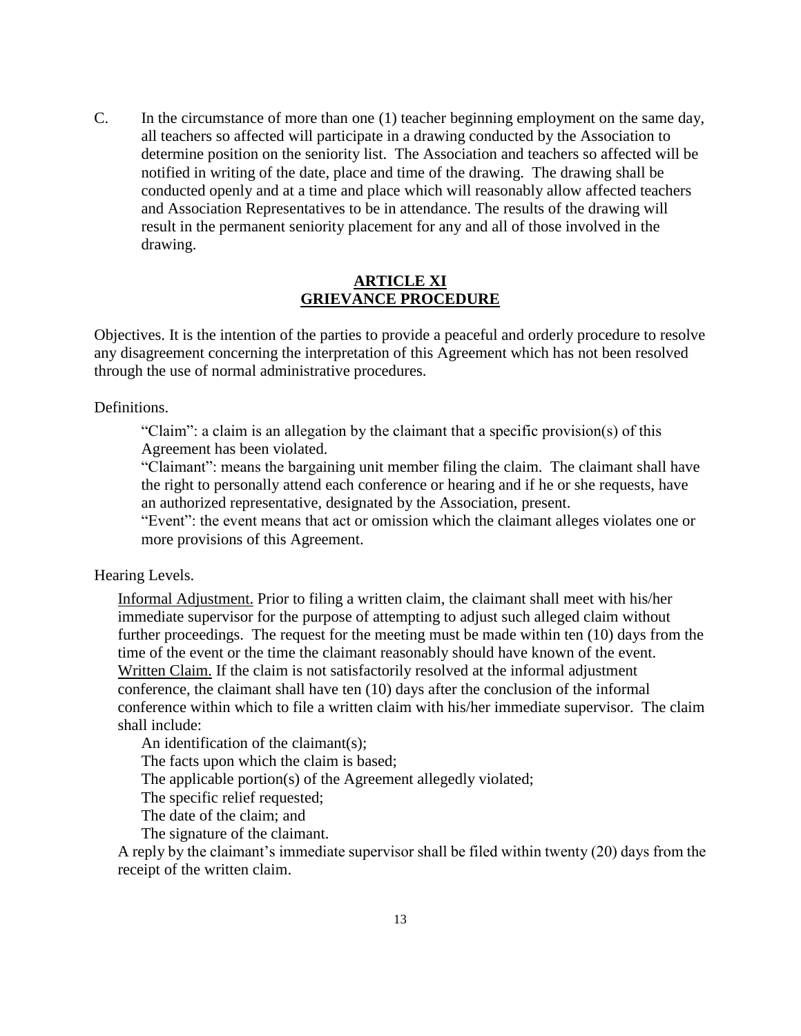C. In the circumstance of more than one (1) teacher beginning employment on the same day, all teachers so affected will participate in a drawing conducted by the Association to determine position on the seniority list. The Association and teachers so affected will be notified in writing of the date, place and time of the drawing. The drawing shall be conducted openly and at a time and place which will reasonably allow affected teachers and Association Representatives to be in attendance. The results of the drawing will result in the permanent seniority placement for any and all of those involved in the drawing.

## ARTICLE XI
## GRIEVANCE PROCEDURE

Objectives. It is the intention of the parties to provide a peaceful and orderly procedure to resolve any disagreement concerning the interpretation of this Agreement which has not been resolved through the use of normal administrative procedures.

Definitions.

> "Claim": a claim is an allegation by the claimant that a specific provision(s) of this Agreement has been violated.
>
> "Claimant": means the bargaining unit member filing the claim. The claimant shall have the right to personally attend each conference or hearing and if he or she requests, have an authorized representative, designated by the Association, present.
>
> "Event": the event means that act or omission which the claimant alleges violates one or more provisions of this Agreement.

Hearing Levels.

> Informal Adjustment. Prior to filing a written claim, the claimant shall meet with his/her immediate supervisor for the purpose of attempting to adjust such alleged claim without further proceedings. The request for the meeting must be made within ten (10) days from the time of the event or the time the claimant reasonably should have known of the event.
>
> Written Claim. If the claim is not satisfactorily resolved at the informal adjustment conference, the claimant shall have ten (10) days after the conclusion of the informal conference within which to file a written claim with his/her immediate supervisor. The claim shall include:
>
> - An identification of the claimant(s);
> - The facts upon which the claim is based;
> - The applicable portion(s) of the Agreement allegedly violated;
> - The specific relief requested;
> - The date of the claim; and
> - The signature of the claimant.
>
> A reply by the claimant's immediate supervisor shall be filed within twenty (20) days from the receipt of the written claim.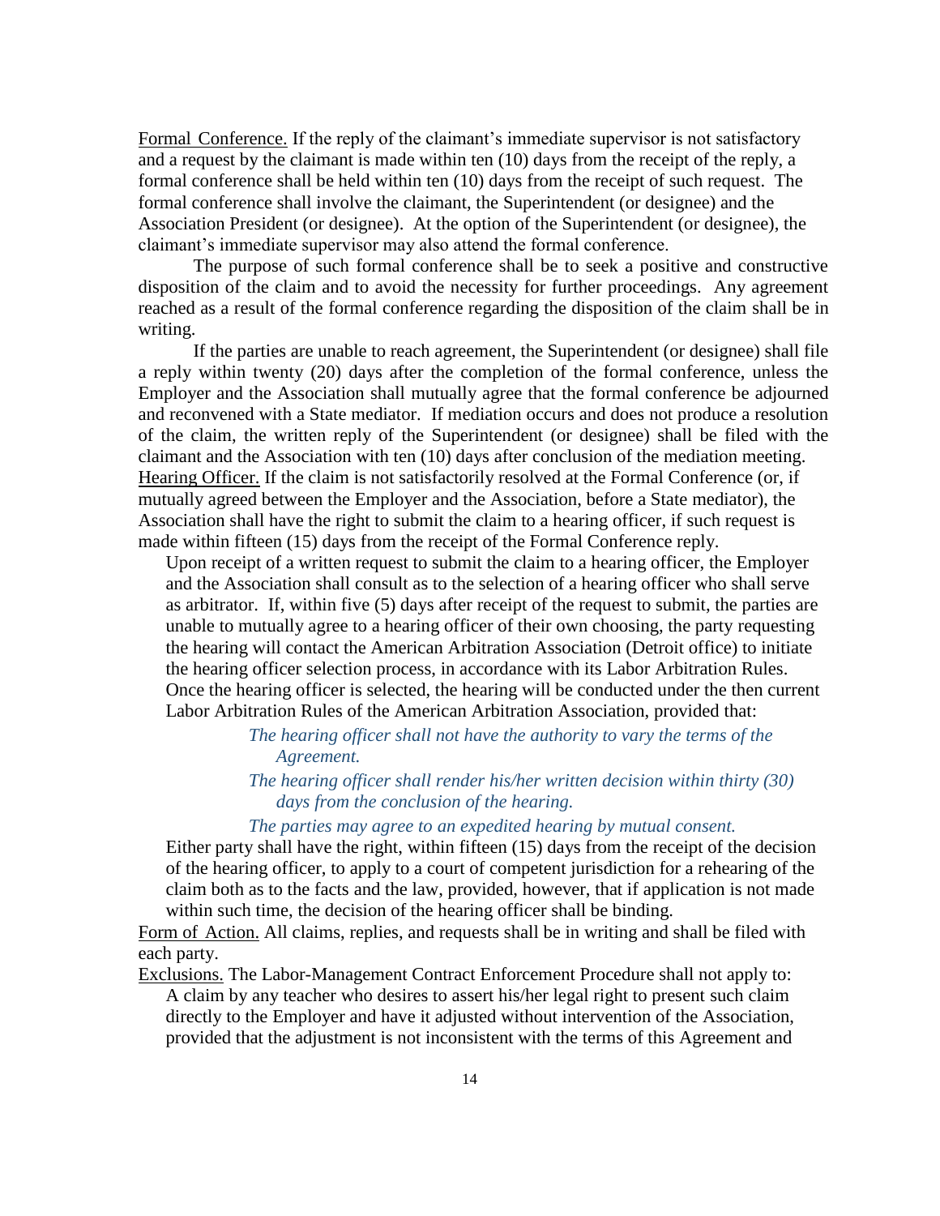Formal Conference. If the reply of the claimant's immediate supervisor is not satisfactory and a request by the claimant is made within ten (10) days from the receipt of the reply, a formal conference shall be held within ten (10) days from the receipt of such request. The formal conference shall involve the claimant, the Superintendent (or designee) and the Association President (or designee). At the option of the Superintendent (or designee), the claimant's immediate supervisor may also attend the formal conference.

The purpose of such formal conference shall be to seek a positive and constructive disposition of the claim and to avoid the necessity for further proceedings. Any agreement reached as a result of the formal conference regarding the disposition of the claim shall be in writing.

If the parties are unable to reach agreement, the Superintendent (or designee) shall file a reply within twenty (20) days after the completion of the formal conference, unless the Employer and the Association shall mutually agree that the formal conference be adjourned and reconvened with a State mediator. If mediation occurs and does not produce a resolution of the claim, the written reply of the Superintendent (or designee) shall be filed with the claimant and the Association with ten (10) days after conclusion of the mediation meeting.

Hearing Officer. If the claim is not satisfactorily resolved at the Formal Conference (or, if mutually agreed between the Employer and the Association, before a State mediator), the Association shall have the right to submit the claim to a hearing officer, if such request is made within fifteen (15) days from the receipt of the Formal Conference reply.

Upon receipt of a written request to submit the claim to a hearing officer, the Employer and the Association shall consult as to the selection of a hearing officer who shall serve as arbitrator. If, within five (5) days after receipt of the request to submit, the parties are unable to mutually agree to a hearing officer of their own choosing, the party requesting the hearing will contact the American Arbitration Association (Detroit office) to initiate the hearing officer selection process, in accordance with its Labor Arbitration Rules. Once the hearing officer is selected, the hearing will be conducted under the then current Labor Arbitration Rules of the American Arbitration Association, provided that:

*The hearing officer shall not have the authority to vary the terms of the Agreement.*

*The hearing officer shall render his/her written decision within thirty (30) days from the conclusion of the hearing.*

*The parties may agree to an expedited hearing by mutual consent.*

Either party shall have the right, within fifteen (15) days from the receipt of the decision of the hearing officer, to apply to a court of competent jurisdiction for a rehearing of the claim both as to the facts and the law, provided, however, that if application is not made within such time, the decision of the hearing officer shall be binding.

Form of Action. All claims, replies, and requests shall be in writing and shall be filed with each party.

Exclusions. The Labor-Management Contract Enforcement Procedure shall not apply to:

A claim by any teacher who desires to assert his/her legal right to present such claim directly to the Employer and have it adjusted without intervention of the Association, provided that the adjustment is not inconsistent with the terms of this Agreement and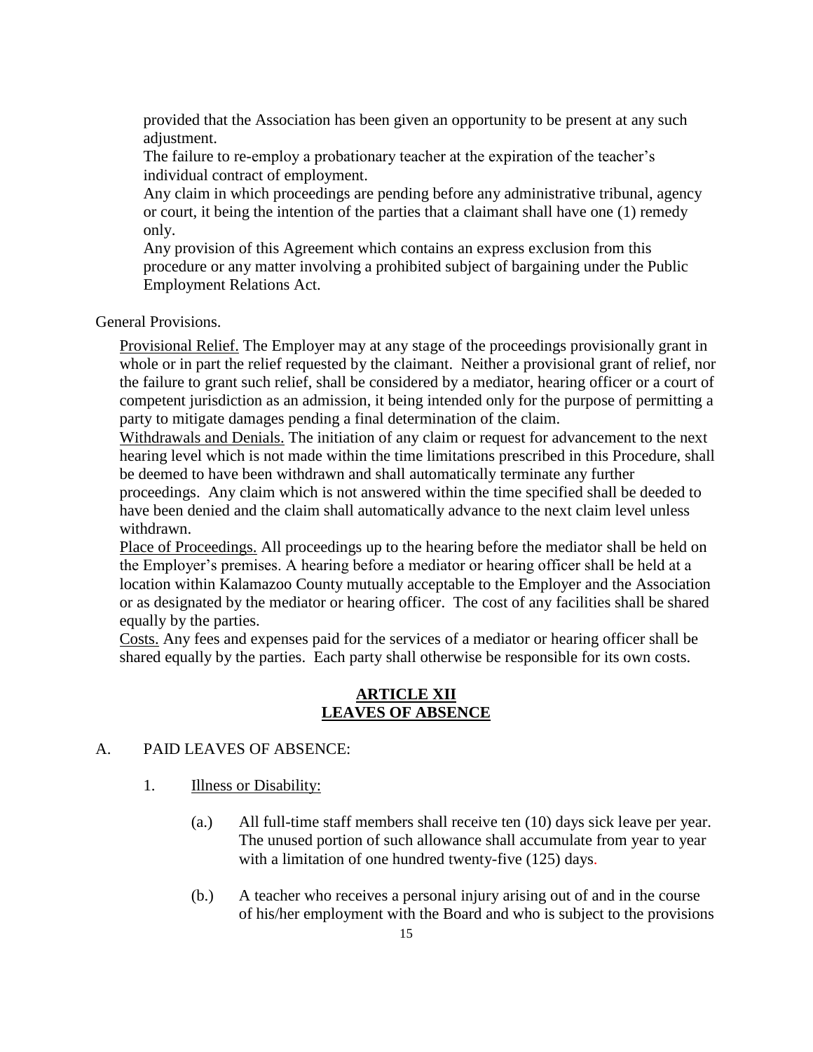provided that the Association has been given an opportunity to be present at any such adjustment.

The failure to re-employ a probationary teacher at the expiration of the teacher's individual contract of employment.

Any claim in which proceedings are pending before any administrative tribunal, agency or court, it being the intention of the parties that a claimant shall have one (1) remedy only.

Any provision of this Agreement which contains an express exclusion from this procedure or any matter involving a prohibited subject of bargaining under the Public Employment Relations Act.

General Provisions.

Provisional Relief. The Employer may at any stage of the proceedings provisionally grant in whole or in part the relief requested by the claimant. Neither a provisional grant of relief, nor the failure to grant such relief, shall be considered by a mediator, hearing officer or a court of competent jurisdiction as an admission, it being intended only for the purpose of permitting a party to mitigate damages pending a final determination of the claim.

Withdrawals and Denials. The initiation of any claim or request for advancement to the next hearing level which is not made within the time limitations prescribed in this Procedure, shall be deemed to have been withdrawn and shall automatically terminate any further proceedings. Any claim which is not answered within the time specified shall be deeded to have been denied and the claim shall automatically advance to the next claim level unless withdrawn.

Place of Proceedings. All proceedings up to the hearing before the mediator shall be held on the Employer's premises. A hearing before a mediator or hearing officer shall be held at a location within Kalamazoo County mutually acceptable to the Employer and the Association or as designated by the mediator or hearing officer. The cost of any facilities shall be shared equally by the parties.

Costs. Any fees and expenses paid for the services of a mediator or hearing officer shall be shared equally by the parties. Each party shall otherwise be responsible for its own costs.

## ARTICLE XII
## LEAVES OF ABSENCE

A. PAID LEAVES OF ABSENCE:

1. Illness or Disability:

   (a.) All full-time staff members shall receive ten (10) days sick leave per year. The unused portion of such allowance shall accumulate from year to year with a limitation of one hundred twenty-five (125) days.

   (b.) A teacher who receives a personal injury arising out of and in the course of his/her employment with the Board and who is subject to the provisions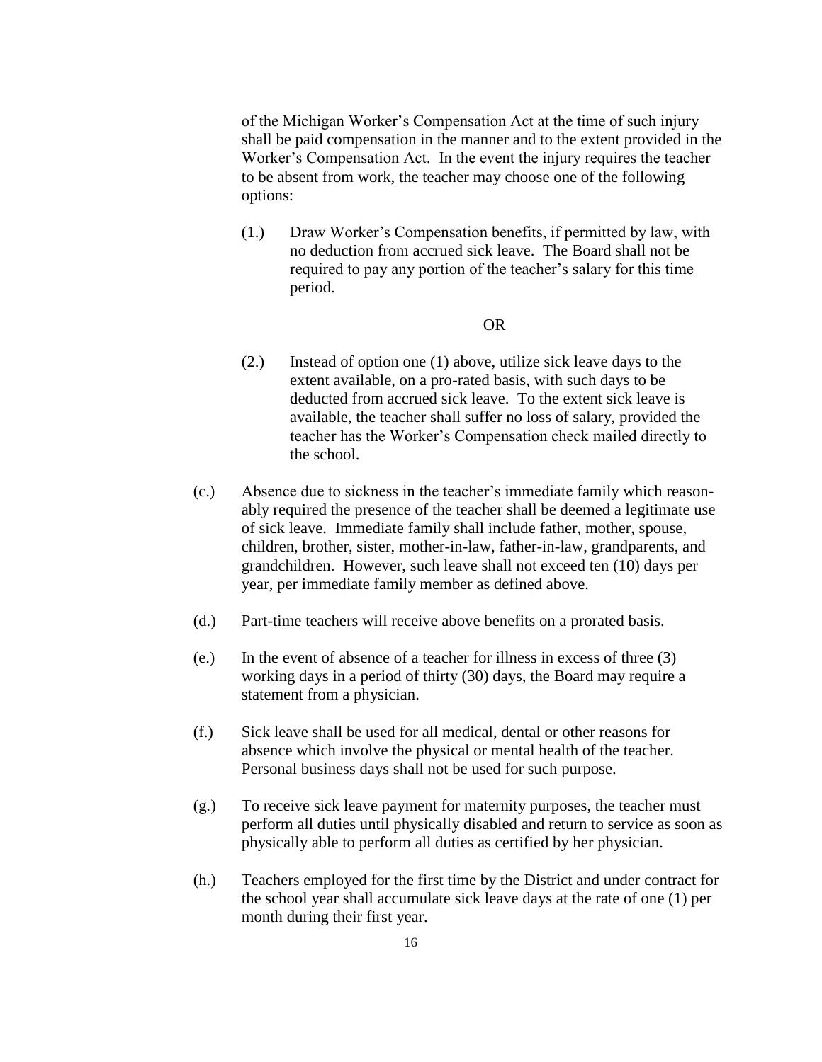of the Michigan Worker's Compensation Act at the time of such injury shall be paid compensation in the manner and to the extent provided in the Worker's Compensation Act. In the event the injury requires the teacher to be absent from work, the teacher may choose one of the following options:

(1.) Draw Worker's Compensation benefits, if permitted by law, with no deduction from accrued sick leave. The Board shall not be required to pay any portion of the teacher's salary for this time period.

OR

(2.) Instead of option one (1) above, utilize sick leave days to the extent available, on a pro-rated basis, with such days to be deducted from accrued sick leave. To the extent sick leave is available, the teacher shall suffer no loss of salary, provided the teacher has the Worker's Compensation check mailed directly to the school.

(c.) Absence due to sickness in the teacher's immediate family which reasonably required the presence of the teacher shall be deemed a legitimate use of sick leave. Immediate family shall include father, mother, spouse, children, brother, sister, mother-in-law, father-in-law, grandparents, and grandchildren. However, such leave shall not exceed ten (10) days per year, per immediate family member as defined above.

(d.) Part-time teachers will receive above benefits on a prorated basis.

(e.) In the event of absence of a teacher for illness in excess of three (3) working days in a period of thirty (30) days, the Board may require a statement from a physician.

(f.) Sick leave shall be used for all medical, dental or other reasons for absence which involve the physical or mental health of the teacher. Personal business days shall not be used for such purpose.

(g.) To receive sick leave payment for maternity purposes, the teacher must perform all duties until physically disabled and return to service as soon as physically able to perform all duties as certified by her physician.

(h.) Teachers employed for the first time by the District and under contract for the school year shall accumulate sick leave days at the rate of one (1) per month during their first year.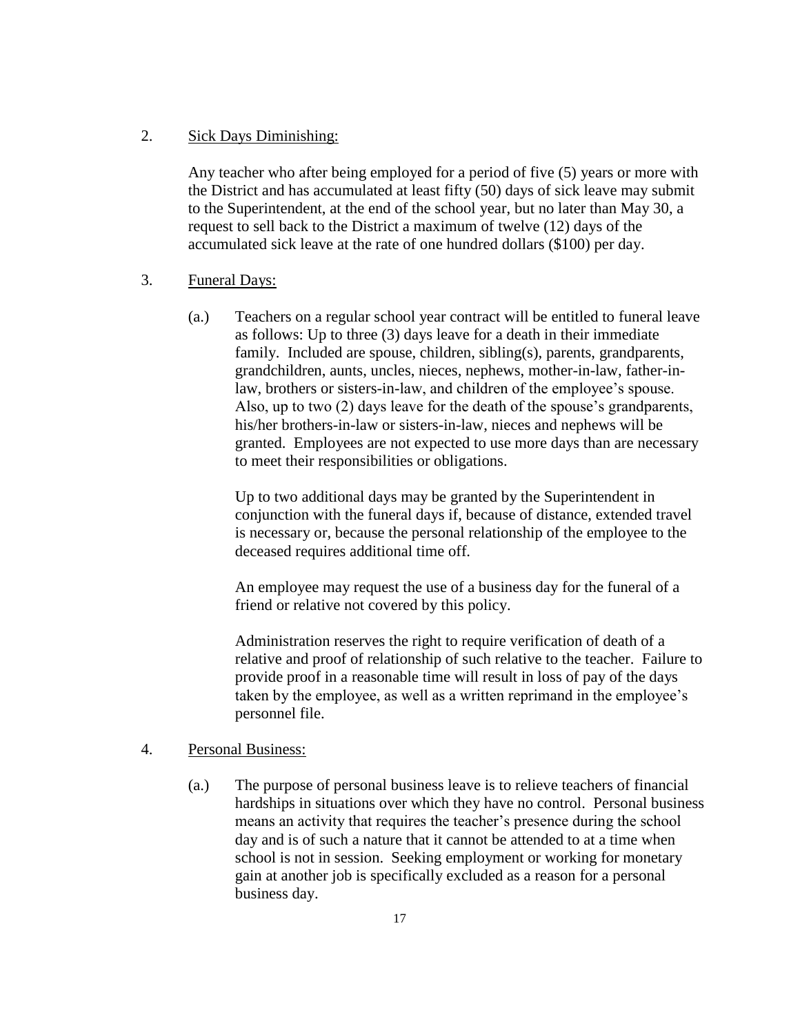2. <u>Sick Days Diminishing:</u>

   Any teacher who after being employed for a period of five (5) years or more with the District and has accumulated at least fifty (50) days of sick leave may submit to the Superintendent, at the end of the school year, but no later than May 30, a request to sell back to the District a maximum of twelve (12) days of the accumulated sick leave at the rate of one hundred dollars ($100) per day.

3. <u>Funeral Days:</u>

   (a.) Teachers on a regular school year contract will be entitled to funeral leave as follows: Up to three (3) days leave for a death in their immediate family. Included are spouse, children, sibling(s), parents, grandparents, grandchildren, aunts, uncles, nieces, nephews, mother-in-law, father-in-law, brothers or sisters-in-law, and children of the employee's spouse. Also, up to two (2) days leave for the death of the spouse's grandparents, his/her brothers-in-law or sisters-in-law, nieces and nephews will be granted. Employees are not expected to use more days than are necessary to meet their responsibilities or obligations.

   Up to two additional days may be granted by the Superintendent in conjunction with the funeral days if, because of distance, extended travel is necessary or, because the personal relationship of the employee to the deceased requires additional time off.

   An employee may request the use of a business day for the funeral of a friend or relative not covered by this policy.

   Administration reserves the right to require verification of death of a relative and proof of relationship of such relative to the teacher. Failure to provide proof in a reasonable time will result in loss of pay of the days taken by the employee, as well as a written reprimand in the employee's personnel file.

4. <u>Personal Business:</u>

   (a.) The purpose of personal business leave is to relieve teachers of financial hardships in situations over which they have no control. Personal business means an activity that requires the teacher's presence during the school day and is of such a nature that it cannot be attended to at a time when school is not in session. Seeking employment or working for monetary gain at another job is specifically excluded as a reason for a personal business day.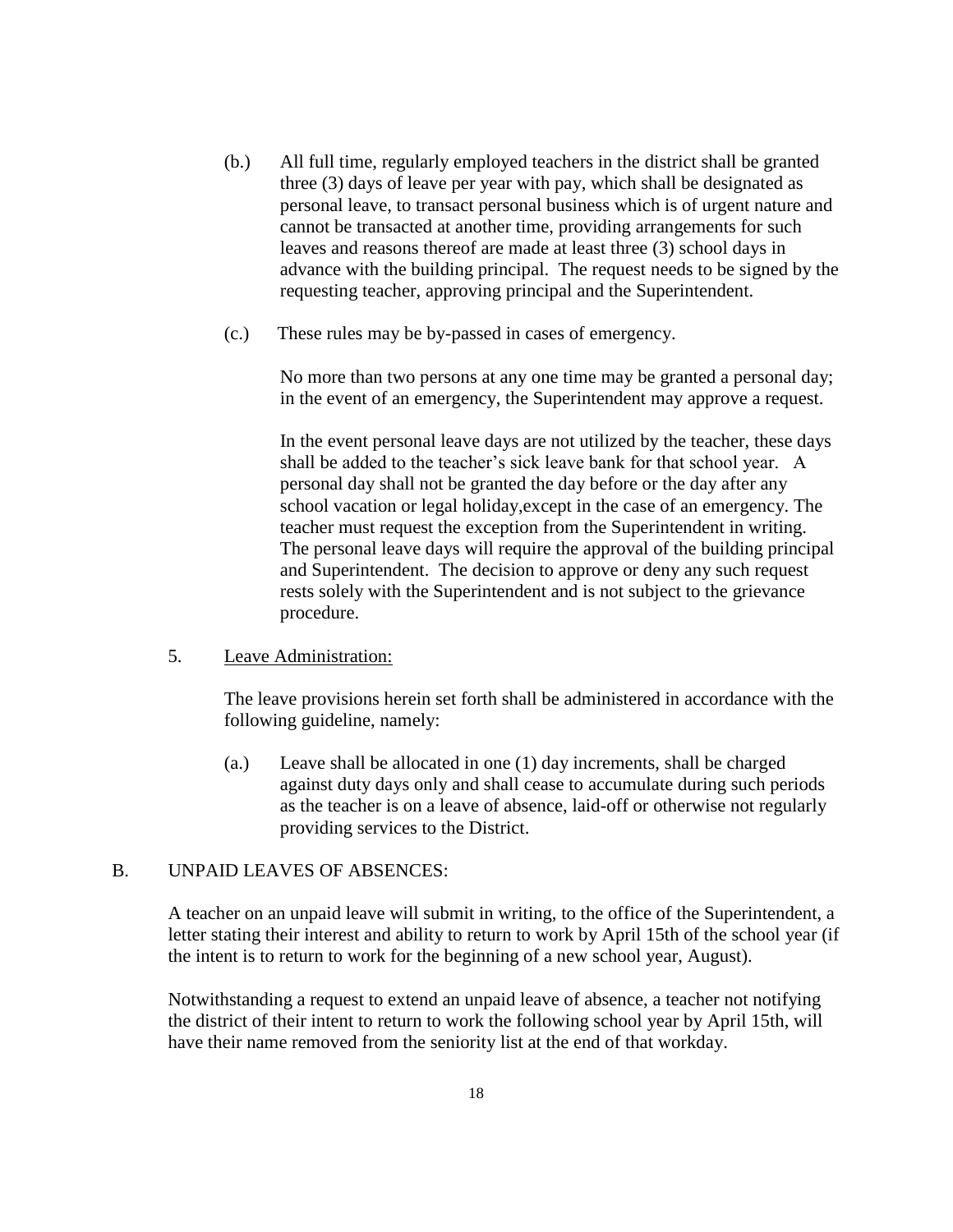(b.) All full time, regularly employed teachers in the district shall be granted three (3) days of leave per year with pay, which shall be designated as personal leave, to transact personal business which is of urgent nature and cannot be transacted at another time, providing arrangements for such leaves and reasons thereof are made at least three (3) school days in advance with the building principal. The request needs to be signed by the requesting teacher, approving principal and the Superintendent.

(c.) These rules may be by-passed in cases of emergency.

No more than two persons at any one time may be granted a personal day; in the event of an emergency, the Superintendent may approve a request.

In the event personal leave days are not utilized by the teacher, these days shall be added to the teacher's sick leave bank for that school year. A personal day shall not be granted the day before or the day after any school vacation or legal holiday,except in the case of an emergency. The teacher must request the exception from the Superintendent in writing. The personal leave days will require the approval of the building principal and Superintendent. The decision to approve or deny any such request rests solely with the Superintendent and is not subject to the grievance procedure.

5. <u>Leave Administration:</u>

The leave provisions herein set forth shall be administered in accordance with the following guideline, namely:

(a.) Leave shall be allocated in one (1) day increments, shall be charged against duty days only and shall cease to accumulate during such periods as the teacher is on a leave of absence, laid-off or otherwise not regularly providing services to the District.

B. UNPAID LEAVES OF ABSENCES:

A teacher on an unpaid leave will submit in writing, to the office of the Superintendent, a letter stating their interest and ability to return to work by April 15th of the school year (if the intent is to return to work for the beginning of a new school year, August).

Notwithstanding a request to extend an unpaid leave of absence, a teacher not notifying the district of their intent to return to work the following school year by April 15th, will have their name removed from the seniority list at the end of that workday.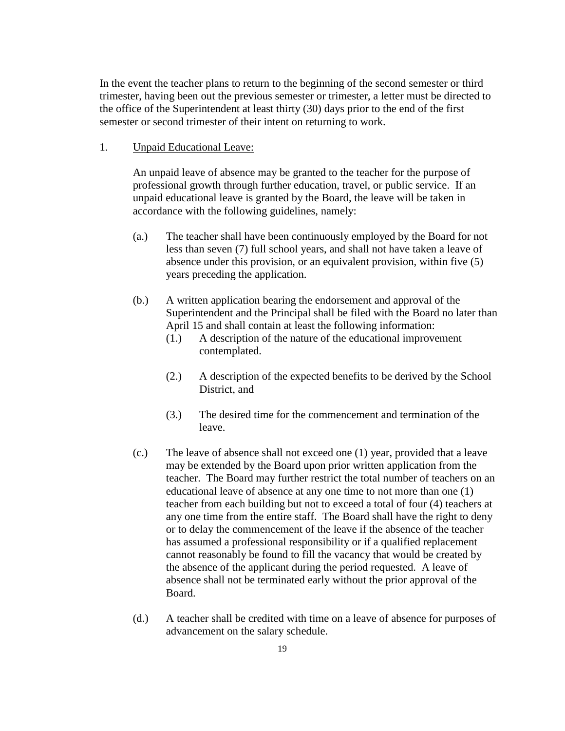In the event the teacher plans to return to the beginning of the second semester or third trimester, having been out the previous semester or trimester, a letter must be directed to the office of the Superintendent at least thirty (30) days prior to the end of the first semester or second trimester of their intent on returning to work.

1. <u>Unpaid Educational Leave:</u>

   An unpaid leave of absence may be granted to the teacher for the purpose of professional growth through further education, travel, or public service. If an unpaid educational leave is granted by the Board, the leave will be taken in accordance with the following guidelines, namely:

   (a.) The teacher shall have been continuously employed by the Board for not less than seven (7) full school years, and shall not have taken a leave of absence under this provision, or an equivalent provision, within five (5) years preceding the application.

   (b.) A written application bearing the endorsement and approval of the Superintendent and the Principal shall be filed with the Board no later than April 15 and shall contain at least the following information:

   (1.) A description of the nature of the educational improvement contemplated.

   (2.) A description of the expected benefits to be derived by the School District, and

   (3.) The desired time for the commencement and termination of the leave.

   (c.) The leave of absence shall not exceed one (1) year, provided that a leave may be extended by the Board upon prior written application from the teacher. The Board may further restrict the total number of teachers on an educational leave of absence at any one time to not more than one (1) teacher from each building but not to exceed a total of four (4) teachers at any one time from the entire staff. The Board shall have the right to deny or to delay the commencement of the leave if the absence of the teacher has assumed a professional responsibility or if a qualified replacement cannot reasonably be found to fill the vacancy that would be created by the absence of the applicant during the period requested. A leave of absence shall not be terminated early without the prior approval of the Board.

   (d.) A teacher shall be credited with time on a leave of absence for purposes of advancement on the salary schedule.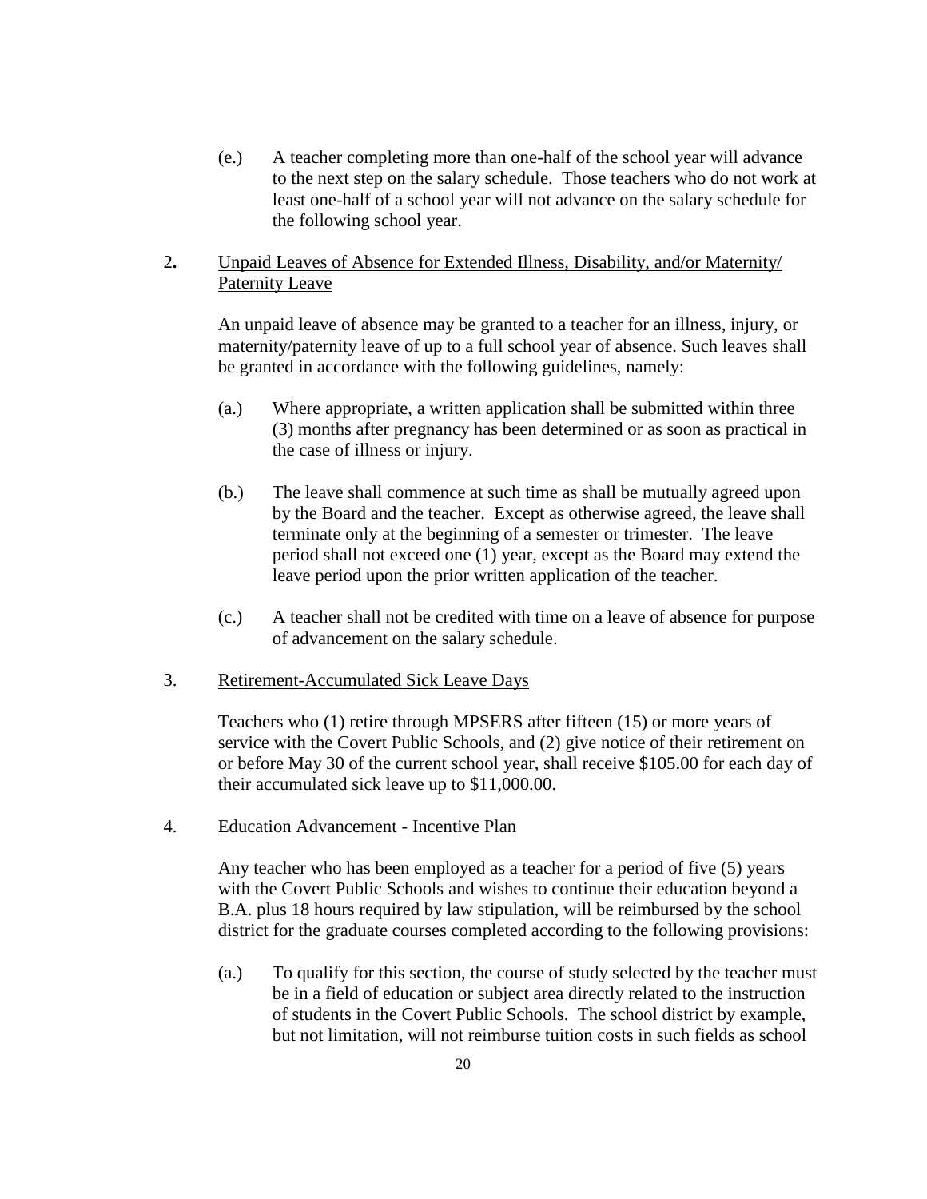(e.) A teacher completing more than one-half of the school year will advance to the next step on the salary schedule. Those teachers who do not work at least one-half of a school year will not advance on the salary schedule for the following school year.

2. Unpaid Leaves of Absence for Extended Illness, Disability, and/or Maternity/ Paternity Leave

An unpaid leave of absence may be granted to a teacher for an illness, injury, or maternity/paternity leave of up to a full school year of absence. Such leaves shall be granted in accordance with the following guidelines, namely:

(a.) Where appropriate, a written application shall be submitted within three (3) months after pregnancy has been determined or as soon as practical in the case of illness or injury.

(b.) The leave shall commence at such time as shall be mutually agreed upon by the Board and the teacher. Except as otherwise agreed, the leave shall terminate only at the beginning of a semester or trimester. The leave period shall not exceed one (1) year, except as the Board may extend the leave period upon the prior written application of the teacher.

(c.) A teacher shall not be credited with time on a leave of absence for purpose of advancement on the salary schedule.

3. Retirement-Accumulated Sick Leave Days

Teachers who (1) retire through MPSERS after fifteen (15) or more years of service with the Covert Public Schools, and (2) give notice of their retirement on or before May 30 of the current school year, shall receive $105.00 for each day of their accumulated sick leave up to $11,000.00.

4. Education Advancement - Incentive Plan

Any teacher who has been employed as a teacher for a period of five (5) years with the Covert Public Schools and wishes to continue their education beyond a B.A. plus 18 hours required by law stipulation, will be reimbursed by the school district for the graduate courses completed according to the following provisions:

(a.) To qualify for this section, the course of study selected by the teacher must be in a field of education or subject area directly related to the instruction of students in the Covert Public Schools. The school district by example, but not limitation, will not reimburse tuition costs in such fields as school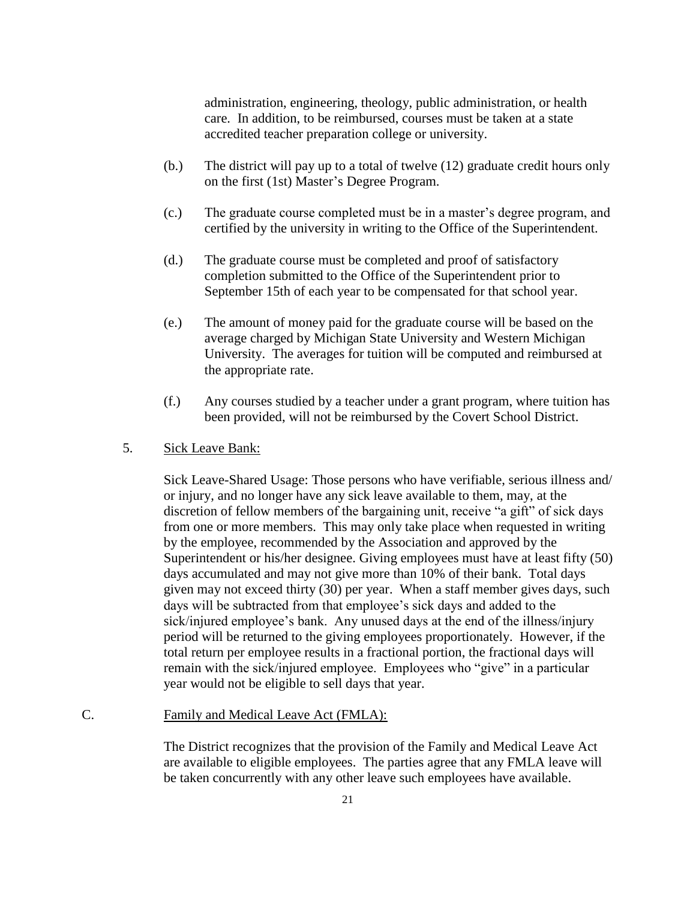administration, engineering, theology, public administration, or health care. In addition, to be reimbursed, courses must be taken at a state accredited teacher preparation college or university.

(b.) The district will pay up to a total of twelve (12) graduate credit hours only on the first (1st) Master's Degree Program.

(c.) The graduate course completed must be in a master's degree program, and certified by the university in writing to the Office of the Superintendent.

(d.) The graduate course must be completed and proof of satisfactory completion submitted to the Office of the Superintendent prior to September 15th of each year to be compensated for that school year.

(e.) The amount of money paid for the graduate course will be based on the average charged by Michigan State University and Western Michigan University. The averages for tuition will be computed and reimbursed at the appropriate rate.

(f.) Any courses studied by a teacher under a grant program, where tuition has been provided, will not be reimbursed by the Covert School District.

5. <u>Sick Leave Bank:</u>

Sick Leave-Shared Usage: Those persons who have verifiable, serious illness and/ or injury, and no longer have any sick leave available to them, may, at the discretion of fellow members of the bargaining unit, receive "a gift" of sick days from one or more members. This may only take place when requested in writing by the employee, recommended by the Association and approved by the Superintendent or his/her designee. Giving employees must have at least fifty (50) days accumulated and may not give more than 10% of their bank. Total days given may not exceed thirty (30) per year. When a staff member gives days, such days will be subtracted from that employee's sick days and added to the sick/injured employee's bank. Any unused days at the end of the illness/injury period will be returned to the giving employees proportionately. However, if the total return per employee results in a fractional portion, the fractional days will remain with the sick/injured employee. Employees who "give" in a particular year would not be eligible to sell days that year.

C. <u>Family and Medical Leave Act (FMLA):</u>

The District recognizes that the provision of the Family and Medical Leave Act are available to eligible employees. The parties agree that any FMLA leave will be taken concurrently with any other leave such employees have available.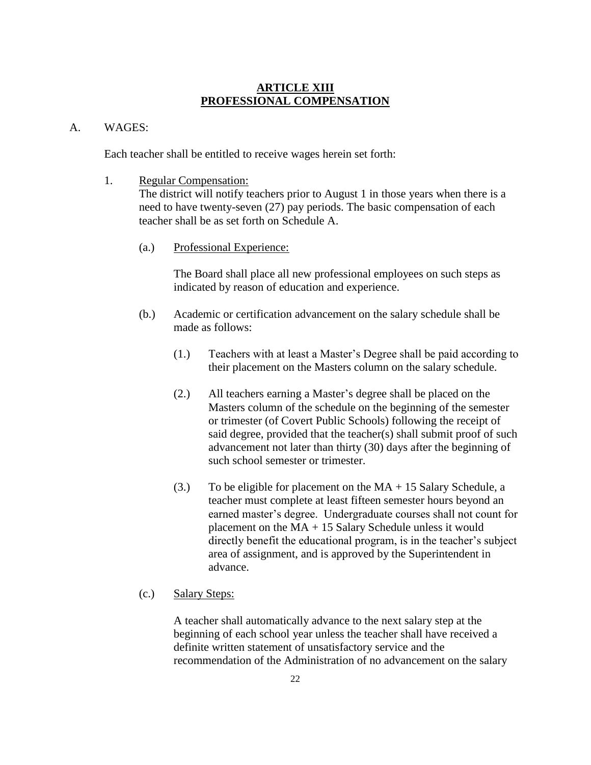# ARTICLE XIII
# PROFESSIONAL COMPENSATION

A. WAGES:

Each teacher shall be entitled to receive wages herein set forth:

1. Regular Compensation:
   The district will notify teachers prior to August 1 in those years when there is a need to have twenty-seven (27) pay periods. The basic compensation of each teacher shall be as set forth on Schedule A.

   (a.) Professional Experience:

   The Board shall place all new professional employees on such steps as indicated by reason of education and experience.

   (b.) Academic or certification advancement on the salary schedule shall be made as follows:

   (1.) Teachers with at least a Master's Degree shall be paid according to their placement on the Masters column on the salary schedule.

   (2.) All teachers earning a Master's degree shall be placed on the Masters column of the schedule on the beginning of the semester or trimester (of Covert Public Schools) following the receipt of said degree, provided that the teacher(s) shall submit proof of such advancement not later than thirty (30) days after the beginning of such school semester or trimester.

   (3.) To be eligible for placement on the MA + 15 Salary Schedule, a teacher must complete at least fifteen semester hours beyond an earned master's degree. Undergraduate courses shall not count for placement on the MA + 15 Salary Schedule unless it would directly benefit the educational program, is in the teacher's subject area of assignment, and is approved by the Superintendent in advance.

   (c.) Salary Steps:

   A teacher shall automatically advance to the next salary step at the beginning of each school year unless the teacher shall have received a definite written statement of unsatisfactory service and the recommendation of the Administration of no advancement on the salary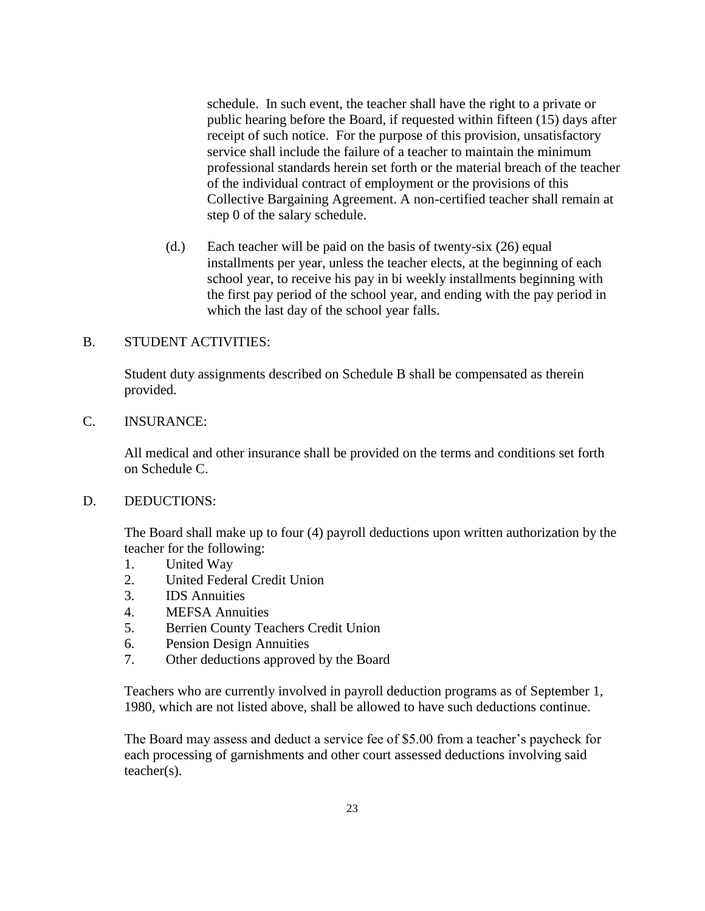schedule. In such event, the teacher shall have the right to a private or public hearing before the Board, if requested within fifteen (15) days after receipt of such notice. For the purpose of this provision, unsatisfactory service shall include the failure of a teacher to maintain the minimum professional standards herein set forth or the material breach of the teacher of the individual contract of employment or the provisions of this Collective Bargaining Agreement. A non-certified teacher shall remain at step 0 of the salary schedule.

(d.) Each teacher will be paid on the basis of twenty-six (26) equal installments per year, unless the teacher elects, at the beginning of each school year, to receive his pay in bi weekly installments beginning with the first pay period of the school year, and ending with the pay period in which the last day of the school year falls.

B. STUDENT ACTIVITIES:

Student duty assignments described on Schedule B shall be compensated as therein provided.

C. INSURANCE:

All medical and other insurance shall be provided on the terms and conditions set forth on Schedule C.

D. DEDUCTIONS:

The Board shall make up to four (4) payroll deductions upon written authorization by the teacher for the following:

1. United Way
2. United Federal Credit Union
3. IDS Annuities
4. MEFSA Annuities
5. Berrien County Teachers Credit Union
6. Pension Design Annuities
7. Other deductions approved by the Board

Teachers who are currently involved in payroll deduction programs as of September 1, 1980, which are not listed above, shall be allowed to have such deductions continue.

The Board may assess and deduct a service fee of $5.00 from a teacher's paycheck for each processing of garnishments and other court assessed deductions involving said teacher(s).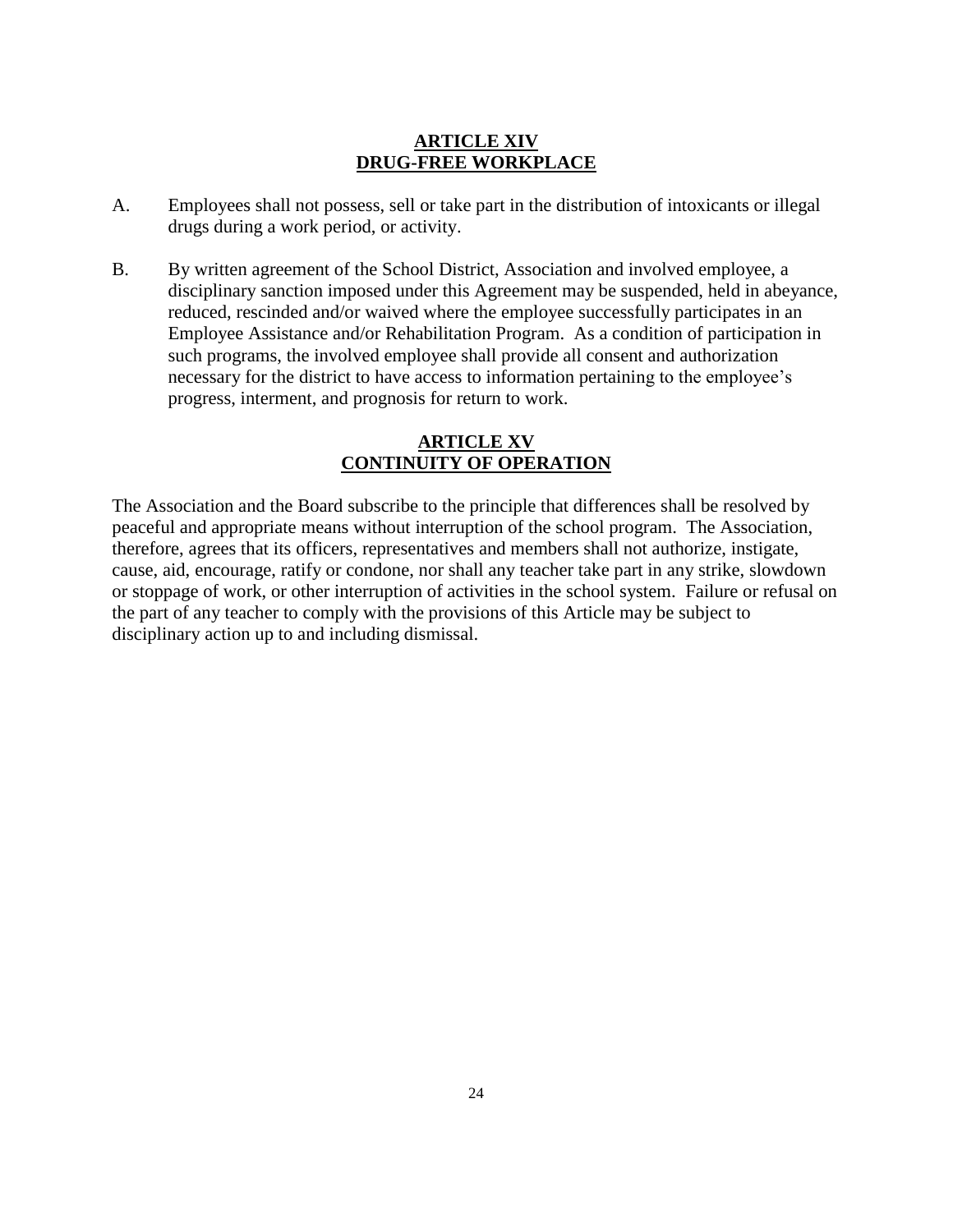## ARTICLE XIV
## DRUG-FREE WORKPLACE

A. Employees shall not possess, sell or take part in the distribution of intoxicants or illegal drugs during a work period, or activity.

B. By written agreement of the School District, Association and involved employee, a disciplinary sanction imposed under this Agreement may be suspended, held in abeyance, reduced, rescinded and/or waived where the employee successfully participates in an Employee Assistance and/or Rehabilitation Program. As a condition of participation in such programs, the involved employee shall provide all consent and authorization necessary for the district to have access to information pertaining to the employee's progress, interment, and prognosis for return to work.

## ARTICLE XV
## CONTINUITY OF OPERATION

The Association and the Board subscribe to the principle that differences shall be resolved by peaceful and appropriate means without interruption of the school program. The Association, therefore, agrees that its officers, representatives and members shall not authorize, instigate, cause, aid, encourage, ratify or condone, nor shall any teacher take part in any strike, slowdown or stoppage of work, or other interruption of activities in the school system. Failure or refusal on the part of any teacher to comply with the provisions of this Article may be subject to disciplinary action up to and including dismissal.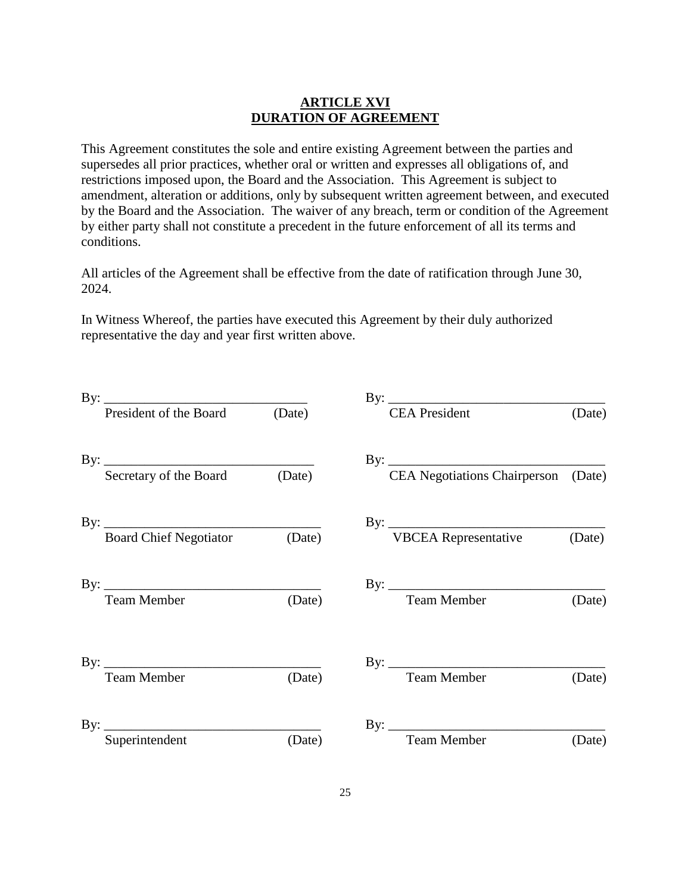## ARTICLE XVI
## DURATION OF AGREEMENT

This Agreement constitutes the sole and entire existing Agreement between the parties and supersedes all prior practices, whether oral or written and expresses all obligations of, and restrictions imposed upon, the Board and the Association. This Agreement is subject to amendment, alteration or additions, only by subsequent written agreement between, and executed by the Board and the Association. The waiver of any breach, term or condition of the Agreement by either party shall not constitute a precedent in the future enforcement of all its terms and conditions.

All articles of the Agreement shall be effective from the date of ratification through June 30, 2024.

In Witness Whereof, the parties have executed this Agreement by their duly authorized representative the day and year first written above.

By: ______________________________
President of the Board (Date)

By: ______________________________
Secretary of the Board (Date)

By: ______________________________
Board Chief Negotiator (Date)

By: ______________________________
Team Member (Date)

By: ______________________________
Team Member (Date)

By: ______________________________
Superintendent (Date)

By: ______________________________
CEA President (Date)

By: ______________________________
CEA Negotiations Chairperson (Date)

By: ______________________________
VBCEA Representative (Date)

By: ______________________________
Team Member (Date)

By: ______________________________
Team Member (Date)

By: ______________________________
Team Member (Date)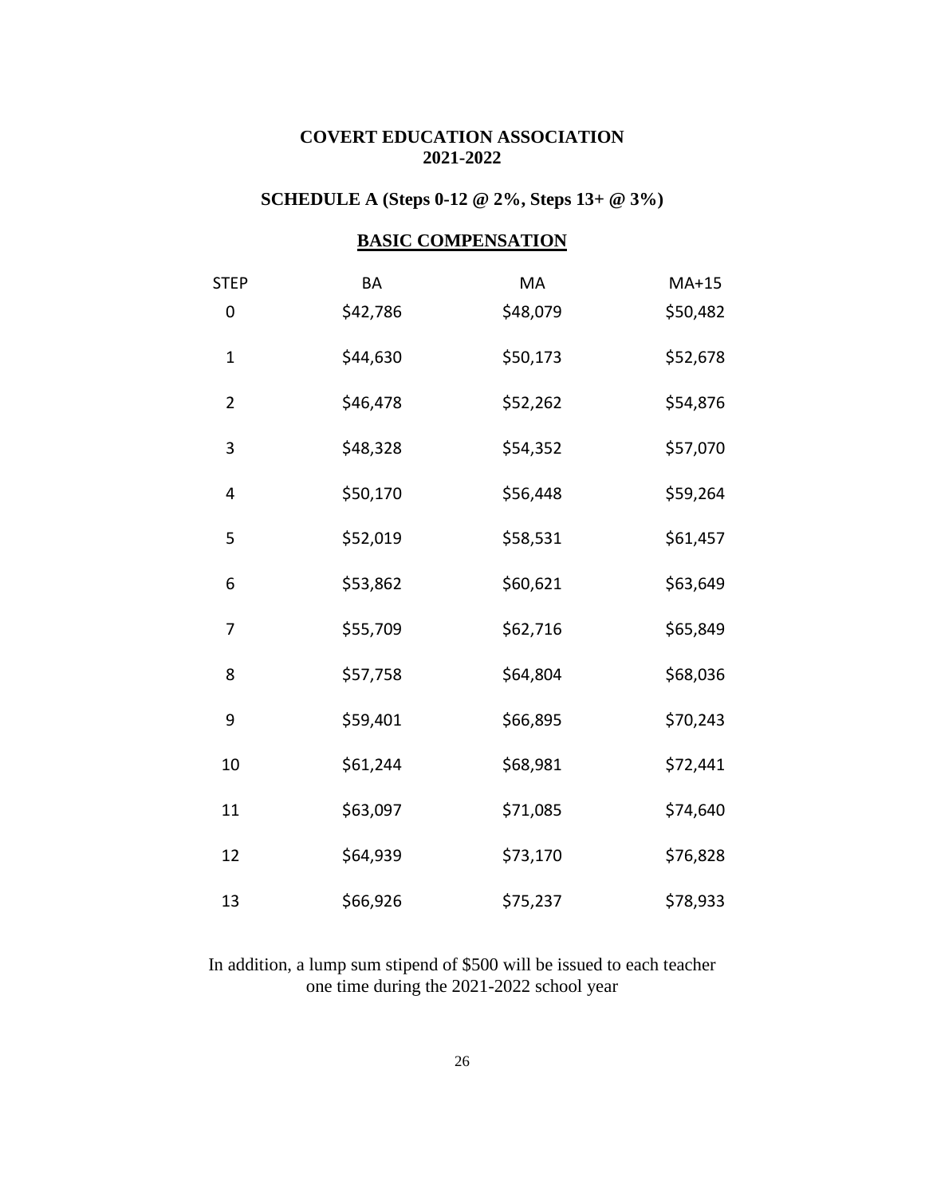**COVERT EDUCATION ASSOCIATION**
**2021-2022**

**SCHEDULE A (Steps 0-12 @ 2%, Steps 13+ @ 3%)**

**BASIC COMPENSATION**

| STEP | BA | MA | MA+15 |
|---|---|---|---|
| 0 | $42,786 | $48,079 | $50,482 |
| 1 | $44,630 | $50,173 | $52,678 |
| 2 | $46,478 | $52,262 | $54,876 |
| 3 | $48,328 | $54,352 | $57,070 |
| 4 | $50,170 | $56,448 | $59,264 |
| 5 | $52,019 | $58,531 | $61,457 |
| 6 | $53,862 | $60,621 | $63,649 |
| 7 | $55,709 | $62,716 | $65,849 |
| 8 | $57,758 | $64,804 | $68,036 |
| 9 | $59,401 | $66,895 | $70,243 |
| 10 | $61,244 | $68,981 | $72,441 |
| 11 | $63,097 | $71,085 | $74,640 |
| 12 | $64,939 | $73,170 | $76,828 |
| 13 | $66,926 | $75,237 | $78,933 |

In addition, a lump sum stipend of $500 will be issued to each teacher one time during the 2021-2022 school year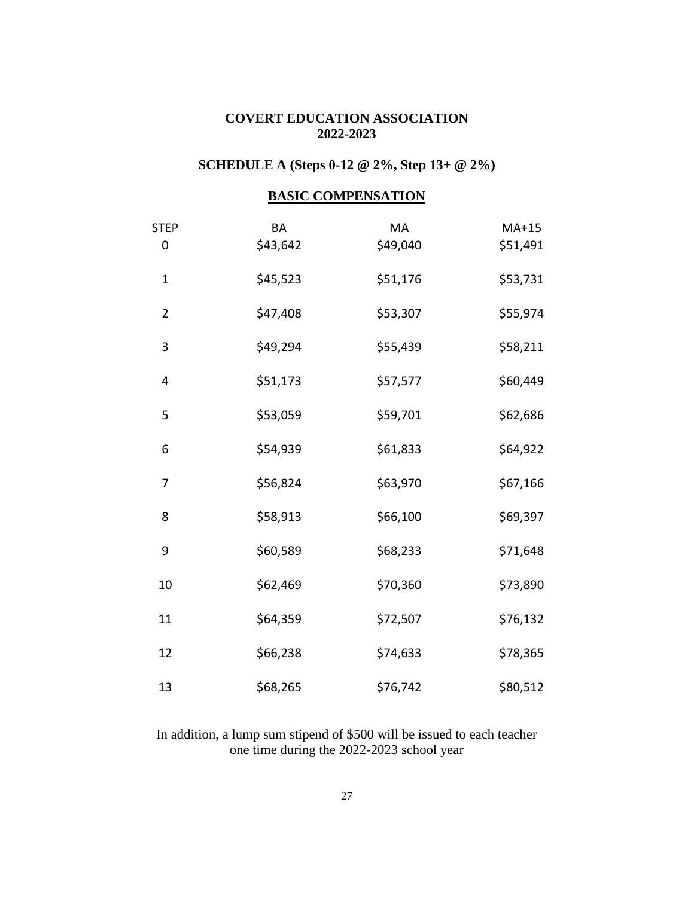**COVERT EDUCATION ASSOCIATION**
**2022-2023**

**SCHEDULE A (Steps 0-12 @ 2%, Step 13+ @ 2%)**

**BASIC COMPENSATION**

| STEP | BA | MA | MA+15 |
|---|---|---|---|
| 0 | $43,642 | $49,040 | $51,491 |
| 1 | $45,523 | $51,176 | $53,731 |
| 2 | $47,408 | $53,307 | $55,974 |
| 3 | $49,294 | $55,439 | $58,211 |
| 4 | $51,173 | $57,577 | $60,449 |
| 5 | $53,059 | $59,701 | $62,686 |
| 6 | $54,939 | $61,833 | $64,922 |
| 7 | $56,824 | $63,970 | $67,166 |
| 8 | $58,913 | $66,100 | $69,397 |
| 9 | $60,589 | $68,233 | $71,648 |
| 10 | $62,469 | $70,360 | $73,890 |
| 11 | $64,359 | $72,507 | $76,132 |
| 12 | $66,238 | $74,633 | $78,365 |
| 13 | $68,265 | $76,742 | $80,512 |

In addition, a lump sum stipend of $500 will be issued to each teacher one time during the 2022-2023 school year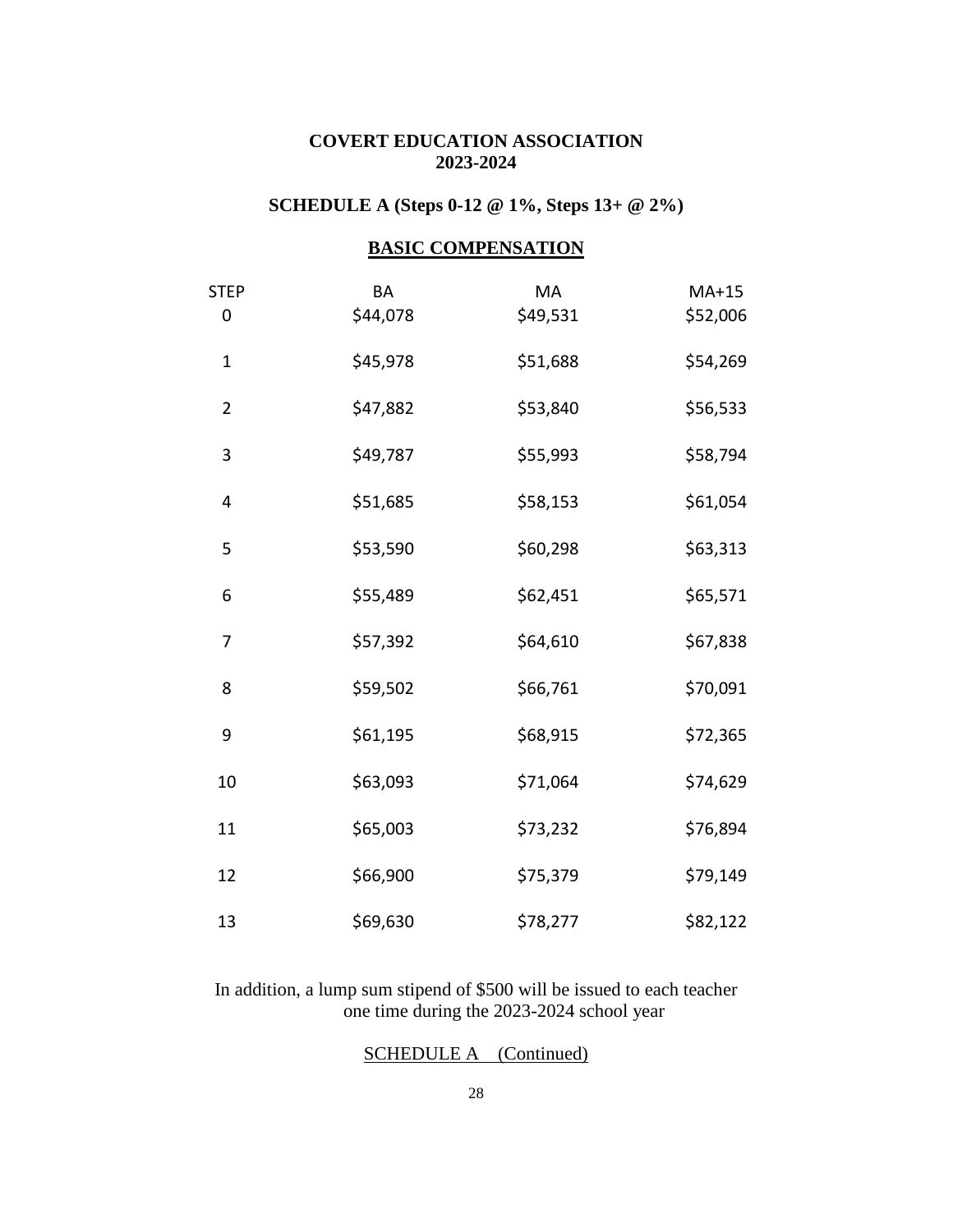**COVERT EDUCATION ASSOCIATION**
**2023-2024**

**SCHEDULE A (Steps 0-12 @ 1%, Steps 13+ @ 2%)**

**BASIC COMPENSATION**

| STEP | BA | MA | MA+15 |
|---|---|---|---|
| 0 | $44,078 | $49,531 | $52,006 |
| 1 | $45,978 | $51,688 | $54,269 |
| 2 | $47,882 | $53,840 | $56,533 |
| 3 | $49,787 | $55,993 | $58,794 |
| 4 | $51,685 | $58,153 | $61,054 |
| 5 | $53,590 | $60,298 | $63,313 |
| 6 | $55,489 | $62,451 | $65,571 |
| 7 | $57,392 | $64,610 | $67,838 |
| 8 | $59,502 | $66,761 | $70,091 |
| 9 | $61,195 | $68,915 | $72,365 |
| 10 | $63,093 | $71,064 | $74,629 |
| 11 | $65,003 | $73,232 | $76,894 |
| 12 | $66,900 | $75,379 | $79,149 |
| 13 | $69,630 | $78,277 | $82,122 |

In addition, a lump sum stipend of $500 will be issued to each teacher one time during the 2023-2024 school year

SCHEDULE A (Continued)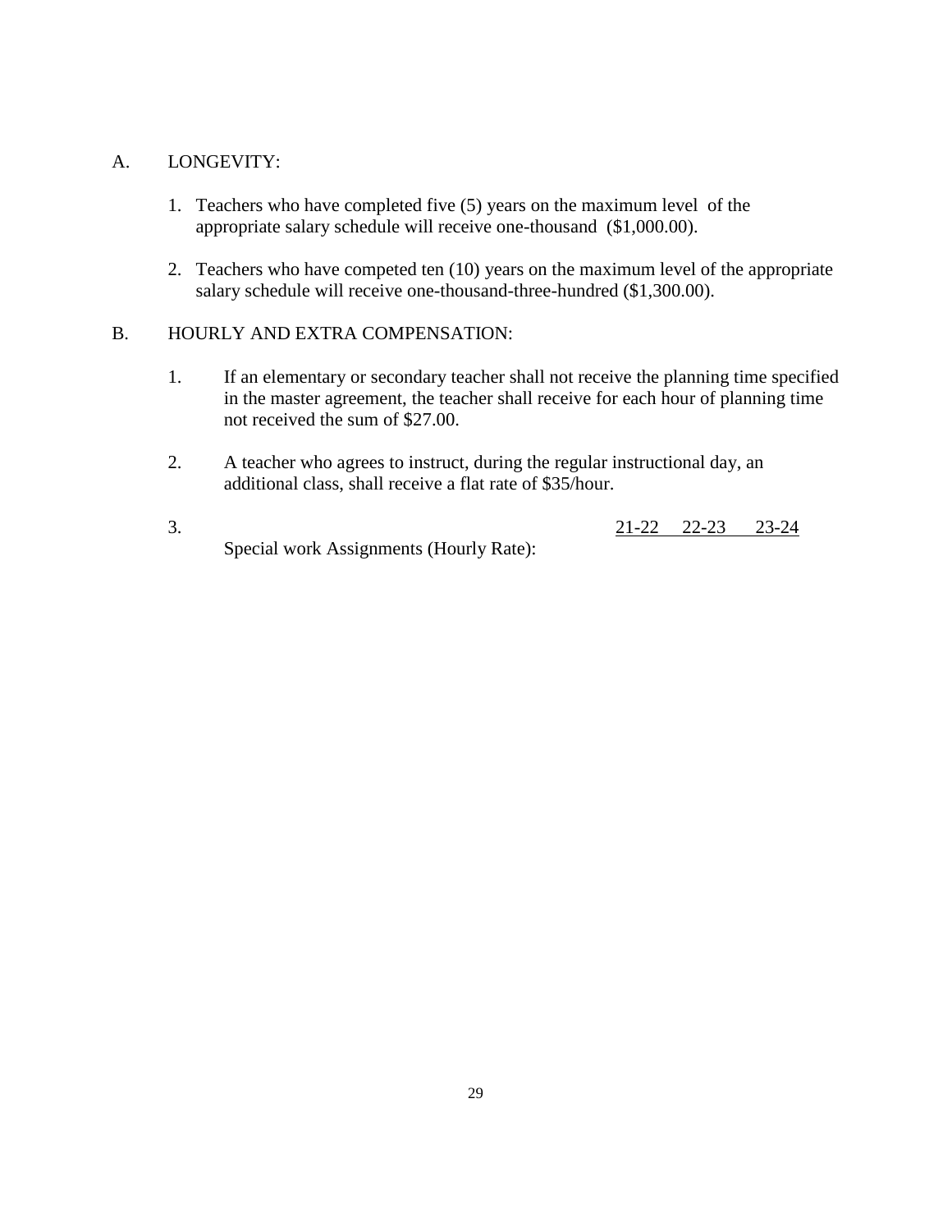A. LONGEVITY:

1. Teachers who have completed five (5) years on the maximum level of the appropriate salary schedule will receive one-thousand ($1,000.00).

2. Teachers who have competed ten (10) years on the maximum level of the appropriate salary schedule will receive one-thousand-three-hundred ($1,300.00).

B. HOURLY AND EXTRA COMPENSATION:

1. If an elementary or secondary teacher shall not receive the planning time specified in the master agreement, the teacher shall receive for each hour of planning time not received the sum of $27.00.

2. A teacher who agrees to instruct, during the regular instructional day, an additional class, shall receive a flat rate of $35/hour.

3. Special work Assignments (Hourly Rate):

| | 21-22 | 22-23 | 23-24 |
|---|---|---|---|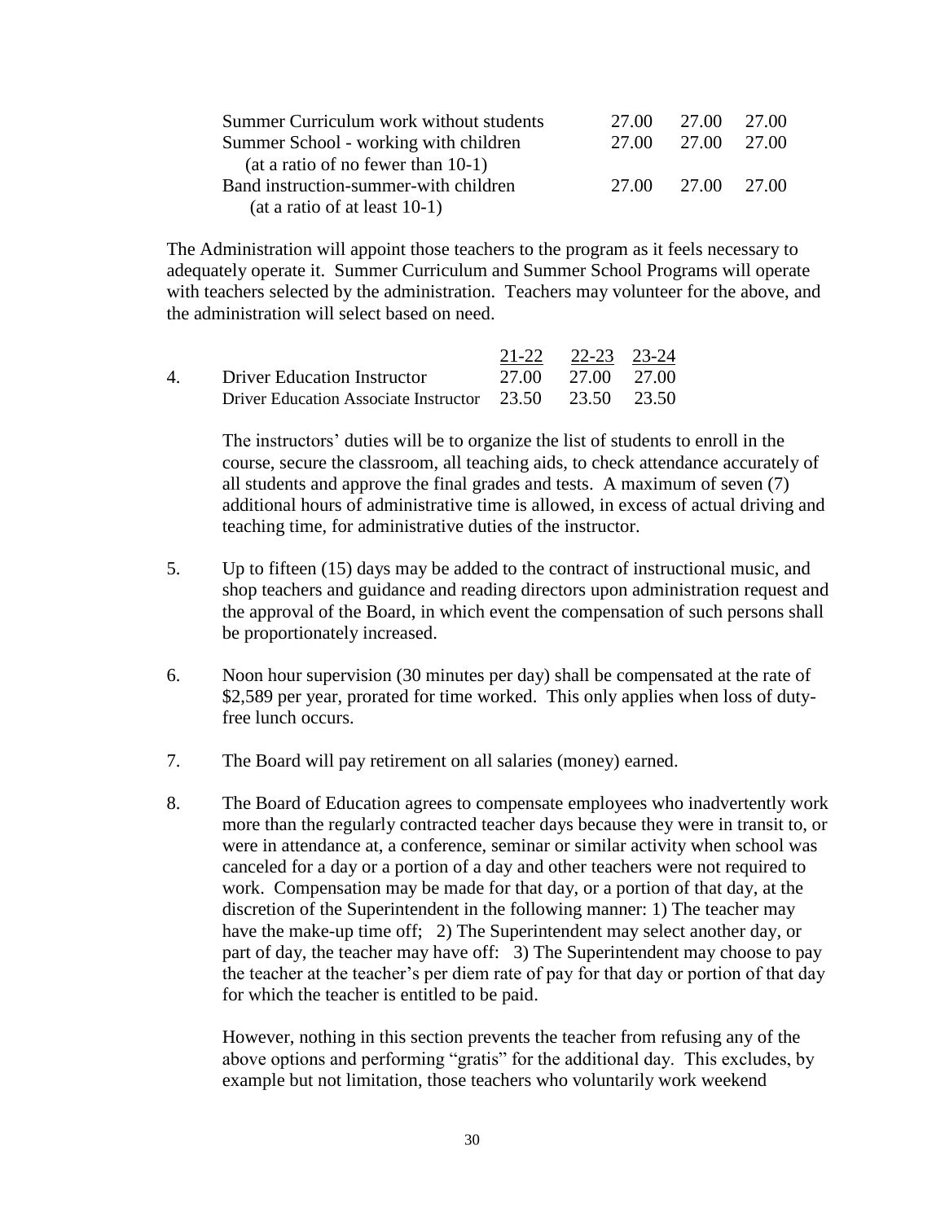| | | | |
|---|---|---|---|
| Summer Curriculum work without students | 27.00 | 27.00 | 27.00 |
| Summer School - working with children (at a ratio of no fewer than 10-1) | 27.00 | 27.00 | 27.00 |
| Band instruction-summer-with children (at a ratio of at least 10-1) | 27.00 | 27.00 | 27.00 |

The Administration will appoint those teachers to the program as it feels necessary to adequately operate it. Summer Curriculum and Summer School Programs will operate with teachers selected by the administration. Teachers may volunteer for the above, and the administration will select based on need.

| | | 21-22 | 22-23 | 23-24 |
|---|---|---|---|---|
| 4. | Driver Education Instructor | 27.00 | 27.00 | 27.00 |
| | Driver Education Associate Instructor | 23.50 | 23.50 | 23.50 |

The instructors' duties will be to organize the list of students to enroll in the course, secure the classroom, all teaching aids, to check attendance accurately of all students and approve the final grades and tests. A maximum of seven (7) additional hours of administrative time is allowed, in excess of actual driving and teaching time, for administrative duties of the instructor.

5. Up to fifteen (15) days may be added to the contract of instructional music, and shop teachers and guidance and reading directors upon administration request and the approval of the Board, in which event the compensation of such persons shall be proportionately increased.

6. Noon hour supervision (30 minutes per day) shall be compensated at the rate of $2,589 per year, prorated for time worked. This only applies when loss of duty-free lunch occurs.

7. The Board will pay retirement on all salaries (money) earned.

8. The Board of Education agrees to compensate employees who inadvertently work more than the regularly contracted teacher days because they were in transit to, or were in attendance at, a conference, seminar or similar activity when school was canceled for a day or a portion of a day and other teachers were not required to work. Compensation may be made for that day, or a portion of that day, at the discretion of the Superintendent in the following manner: 1) The teacher may have the make-up time off; 2) The Superintendent may select another day, or part of day, the teacher may have off: 3) The Superintendent may choose to pay the teacher at the teacher's per diem rate of pay for that day or portion of that day for which the teacher is entitled to be paid.

   However, nothing in this section prevents the teacher from refusing any of the above options and performing "gratis" for the additional day. This excludes, by example but not limitation, those teachers who voluntarily work weekend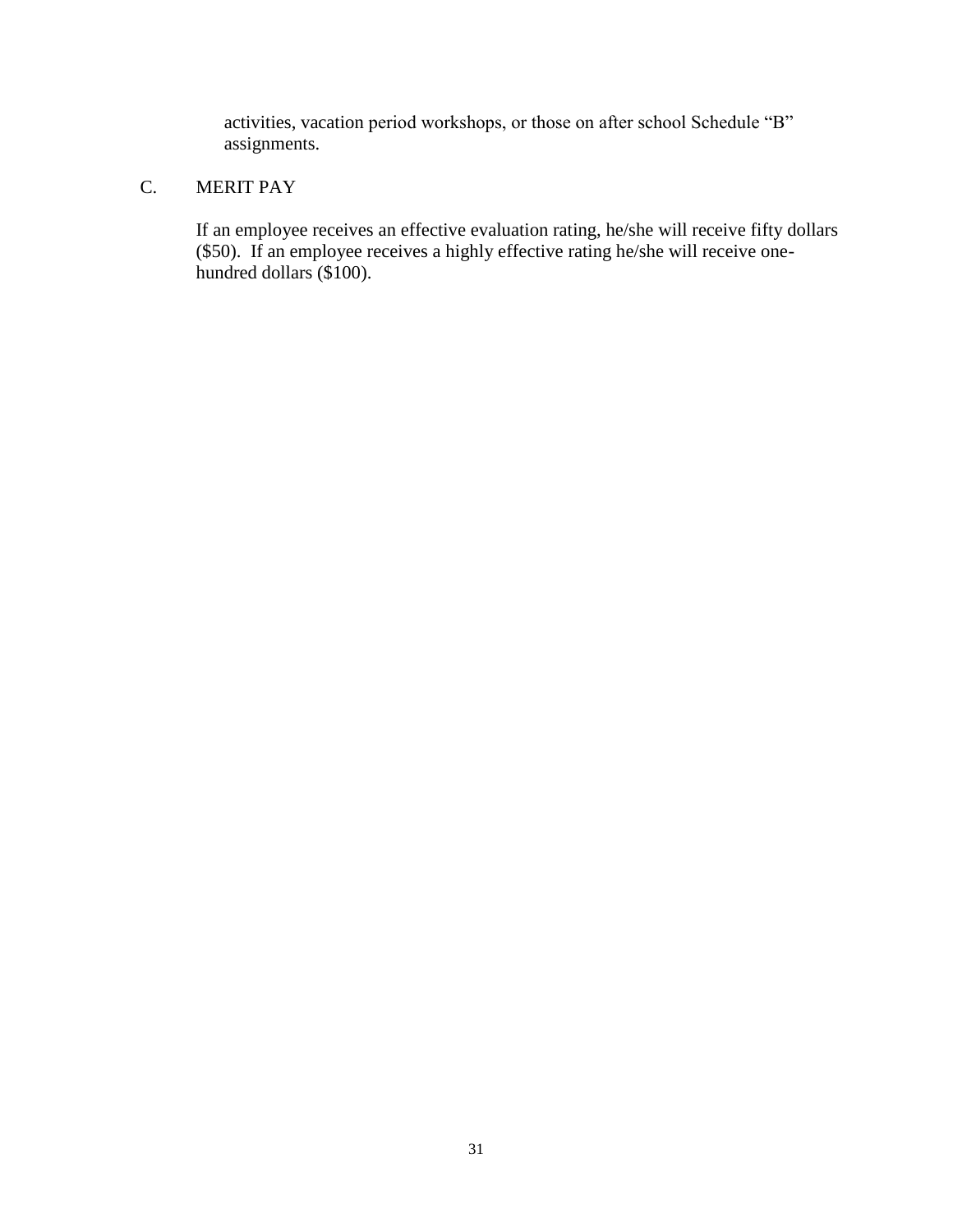activities, vacation period workshops, or those on after school Schedule "B" assignments.

## C. MERIT PAY

If an employee receives an effective evaluation rating, he/she will receive fifty dollars ($50). If an employee receives a highly effective rating he/she will receive one-hundred dollars ($100).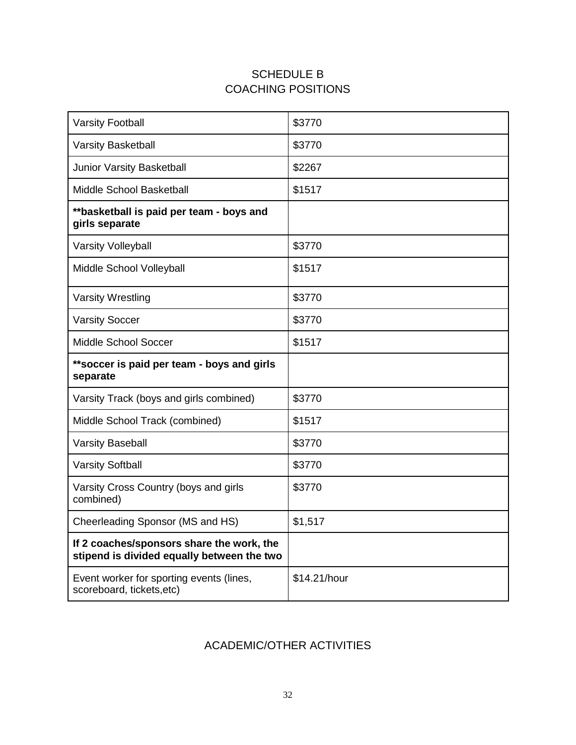# SCHEDULE B
## COACHING POSITIONS

| | |
|---|---|
| Varsity Football | $3770 |
| Varsity Basketball | $3770 |
| Junior Varsity Basketball | $2267 |
| Middle School Basketball | $1517 |
| **\*\*basketball is paid per team - boys and girls separate** | |
| Varsity Volleyball | $3770 |
| Middle School Volleyball | $1517 |
| Varsity Wrestling | $3770 |
| Varsity Soccer | $3770 |
| Middle School Soccer | $1517 |
| **\*\*soccer is paid per team - boys and girls separate** | |
| Varsity Track (boys and girls combined) | $3770 |
| Middle School Track (combined) | $1517 |
| Varsity Baseball | $3770 |
| Varsity Softball | $3770 |
| Varsity Cross Country (boys and girls combined) | $3770 |
| Cheerleading Sponsor (MS and HS) | $1,517 |
| **If 2 coaches/sponsors share the work, the stipend is divided equally between the two** | |
| Event worker for sporting events (lines, scoreboard, tickets,etc) | $14.21/hour |

## ACADEMIC/OTHER ACTIVITIES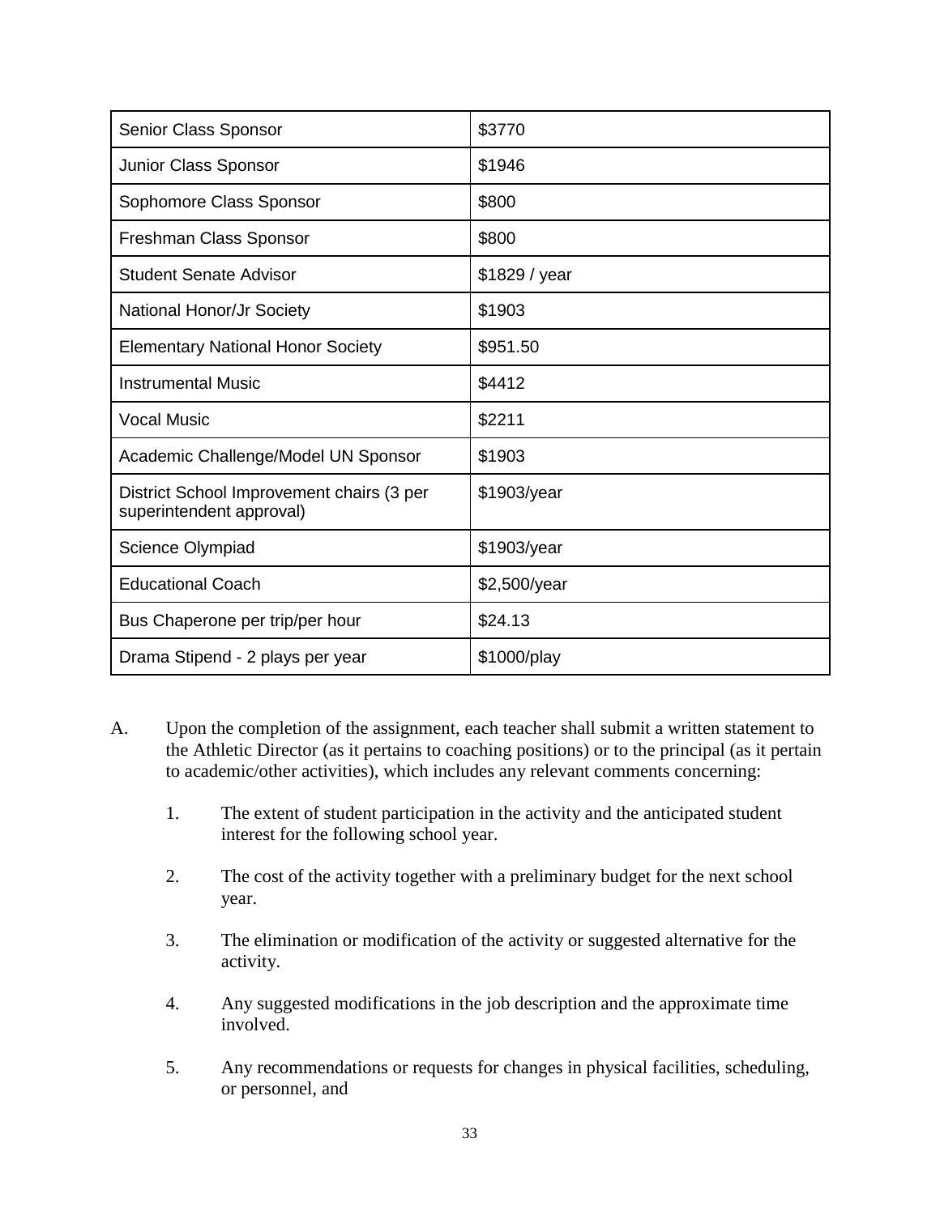| Senior Class Sponsor | $3770 |
|---|---|
| Junior Class Sponsor | $1946 |
| Sophomore Class Sponsor | $800 |
| Freshman Class Sponsor | $800 |
| Student Senate Advisor | $1829 / year |
| National Honor/Jr Society | $1903 |
| Elementary National Honor Society | $951.50 |
| Instrumental Music | $4412 |
| Vocal Music | $2211 |
| Academic Challenge/Model UN Sponsor | $1903 |
| District School Improvement chairs (3 per superintendent approval) | $1903/year |
| Science Olympiad | $1903/year |
| Educational Coach | $2,500/year |
| Bus Chaperone per trip/per hour | $24.13 |
| Drama Stipend - 2 plays per year | $1000/play |

A. Upon the completion of the assignment, each teacher shall submit a written statement to the Athletic Director (as it pertains to coaching positions) or to the principal (as it pertain to academic/other activities), which includes any relevant comments concerning:

1. The extent of student participation in the activity and the anticipated student interest for the following school year.

2. The cost of the activity together with a preliminary budget for the next school year.

3. The elimination or modification of the activity or suggested alternative for the activity.

4. Any suggested modifications in the job description and the approximate time involved.

5. Any recommendations or requests for changes in physical facilities, scheduling, or personnel, and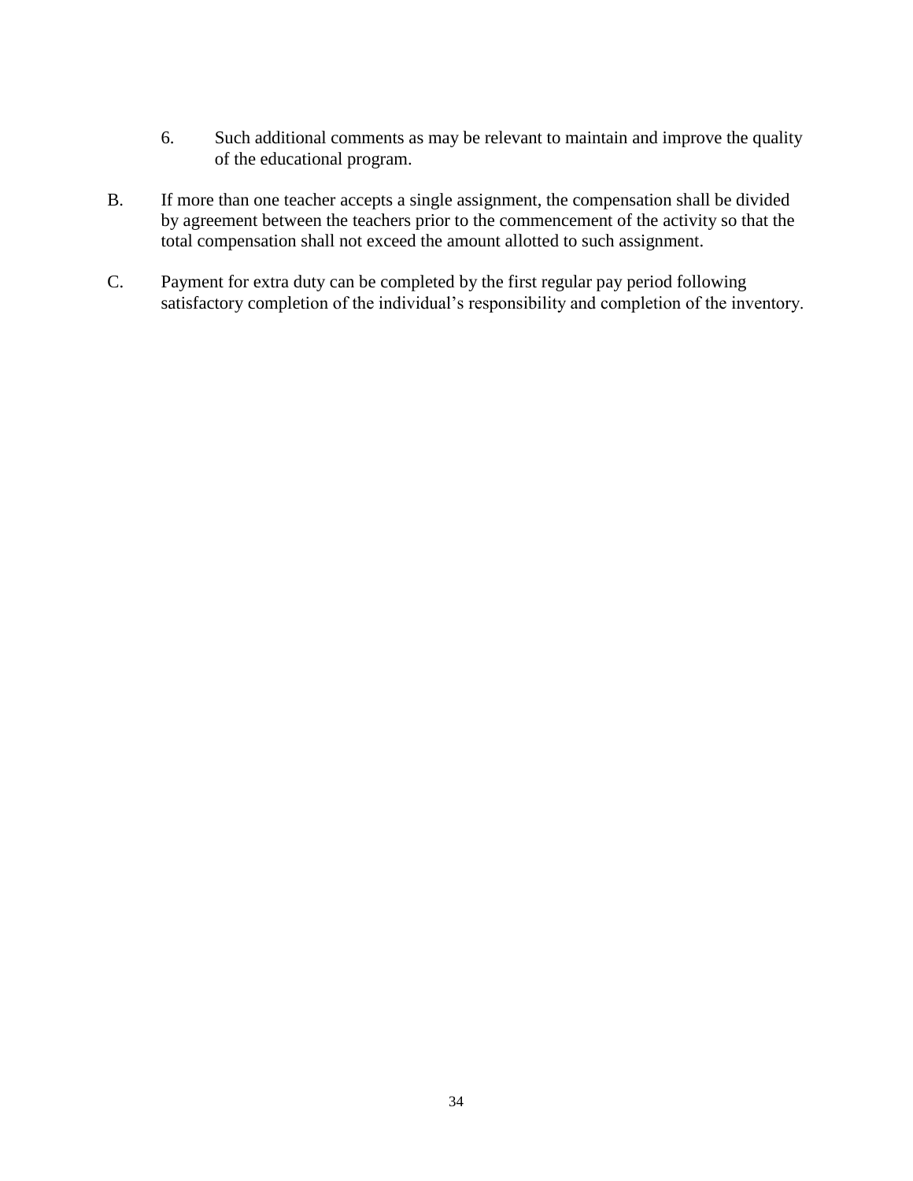6. Such additional comments as may be relevant to maintain and improve the quality of the educational program.

B. If more than one teacher accepts a single assignment, the compensation shall be divided by agreement between the teachers prior to the commencement of the activity so that the total compensation shall not exceed the amount allotted to such assignment.

C. Payment for extra duty can be completed by the first regular pay period following satisfactory completion of the individual's responsibility and completion of the inventory.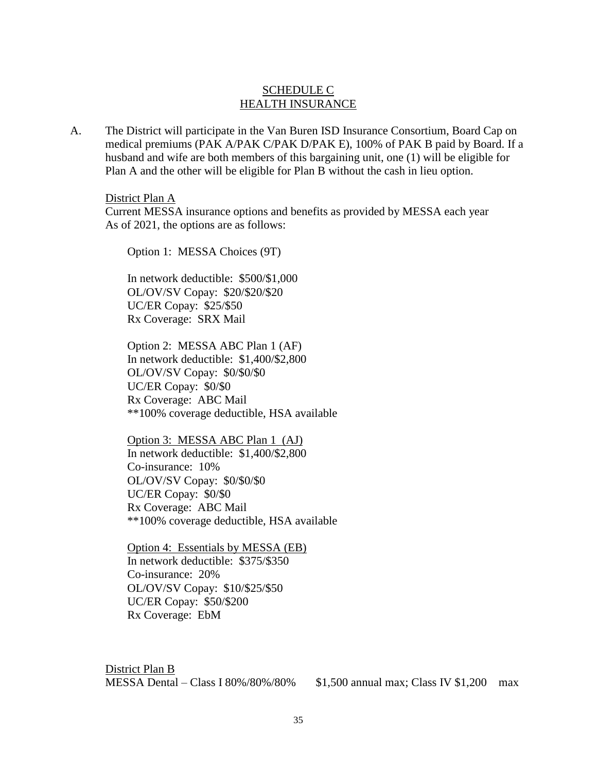# SCHEDULE C
# HEALTH INSURANCE

A. The District will participate in the Van Buren ISD Insurance Consortium, Board Cap on medical premiums (PAK A/PAK C/PAK D/PAK E), 100% of PAK B paid by Board. If a husband and wife are both members of this bargaining unit, one (1) will be eligible for Plan A and the other will be eligible for Plan B without the cash in lieu option.

District Plan A

Current MESSA insurance options and benefits as provided by MESSA each year As of 2021, the options are as follows:

Option 1: MESSA Choices (9T)

In network deductible: $500/$1,000
OL/OV/SV Copay: $20/$20/$20
UC/ER Copay: $25/$50
Rx Coverage: SRX Mail

Option 2: MESSA ABC Plan 1 (AF)
In network deductible: $1,400/$2,800
OL/OV/SV Copay: $0/$0/$0
UC/ER Copay: $0/$0
Rx Coverage: ABC Mail
**100% coverage deductible, HSA available

Option 3: MESSA ABC Plan 1 (AJ)
In network deductible: $1,400/$2,800
Co-insurance: 10%
OL/OV/SV Copay: $0/$0/$0
UC/ER Copay: $0/$0
Rx Coverage: ABC Mail
**100% coverage deductible, HSA available

Option 4: Essentials by MESSA (EB)
In network deductible: $375/$350
Co-insurance: 20%
OL/OV/SV Copay: $10/$25/$50
UC/ER Copay: $50/$200
Rx Coverage: EbM

District Plan B

MESSA Dental – Class I 80%/80%/80% $1,500 annual max; Class IV $1,200 max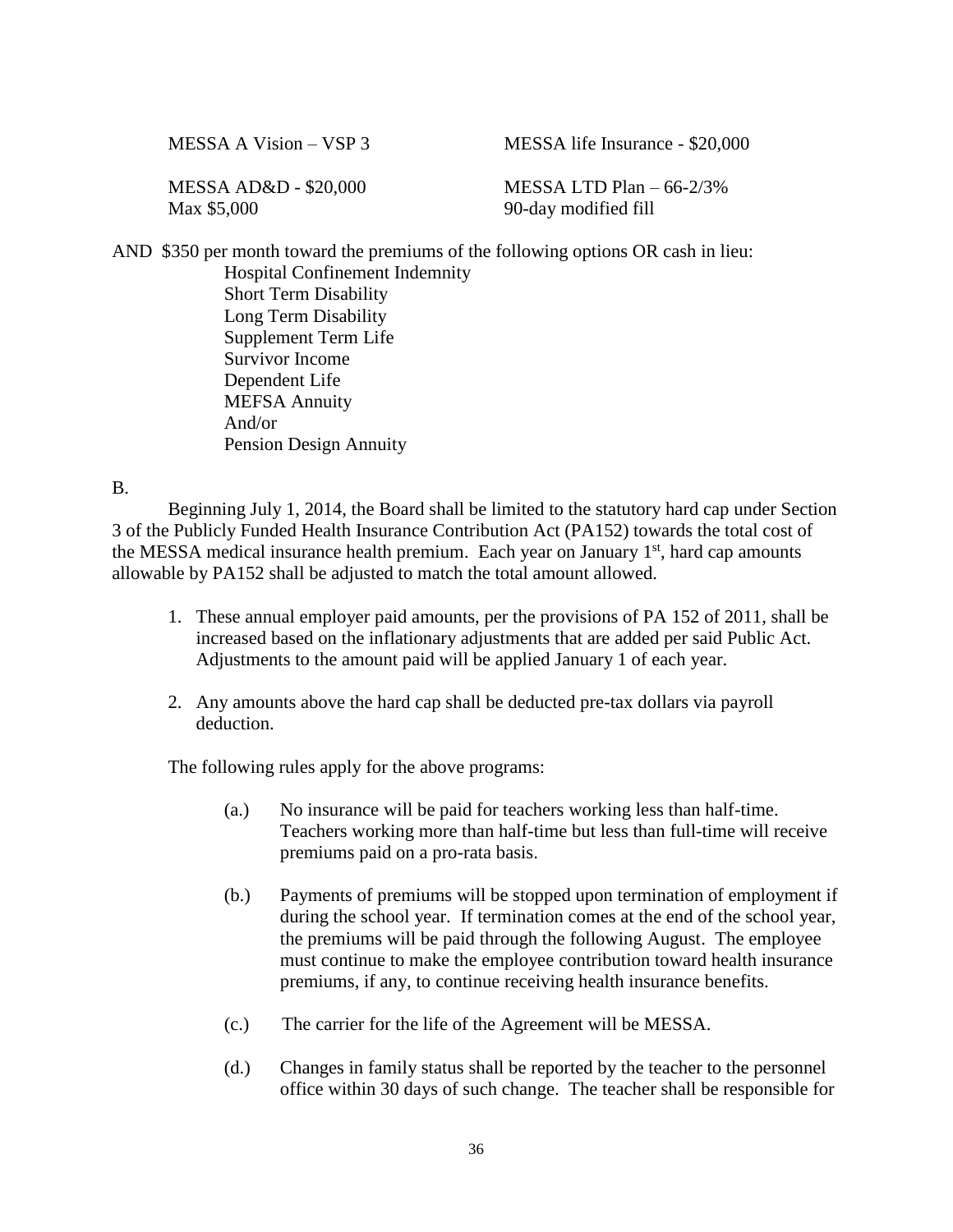| | |
|---|---|
| MESSA A Vision – VSP 3 | MESSA life Insurance - $20,000 |
| MESSA AD&D - $20,000<br>Max $5,000 | MESSA LTD Plan – 66-2/3%<br>90-day modified fill |

AND $350 per month toward the premiums of the following options OR cash in lieu:

Hospital Confinement Indemnity
Short Term Disability
Long Term Disability
Supplement Term Life
Survivor Income
Dependent Life
MEFSA Annuity
And/or
Pension Design Annuity

B.

Beginning July 1, 2014, the Board shall be limited to the statutory hard cap under Section 3 of the Publicly Funded Health Insurance Contribution Act (PA152) towards the total cost of the MESSA medical insurance health premium. Each year on January 1st, hard cap amounts allowable by PA152 shall be adjusted to match the total amount allowed.

1. These annual employer paid amounts, per the provisions of PA 152 of 2011, shall be increased based on the inflationary adjustments that are added per said Public Act. Adjustments to the amount paid will be applied January 1 of each year.

2. Any amounts above the hard cap shall be deducted pre-tax dollars via payroll deduction.

The following rules apply for the above programs:

(a.) No insurance will be paid for teachers working less than half-time. Teachers working more than half-time but less than full-time will receive premiums paid on a pro-rata basis.

(b.) Payments of premiums will be stopped upon termination of employment if during the school year. If termination comes at the end of the school year, the premiums will be paid through the following August. The employee must continue to make the employee contribution toward health insurance premiums, if any, to continue receiving health insurance benefits.

(c.) The carrier for the life of the Agreement will be MESSA.

(d.) Changes in family status shall be reported by the teacher to the personnel office within 30 days of such change. The teacher shall be responsible for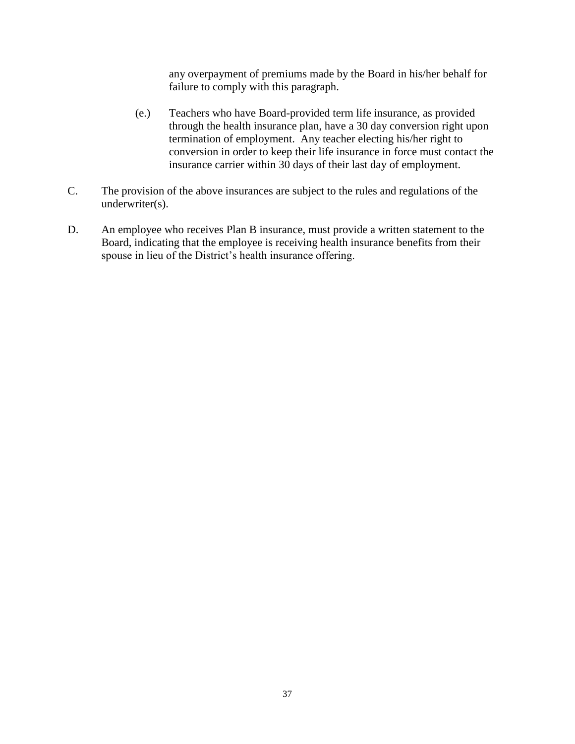any overpayment of premiums made by the Board in his/her behalf for failure to comply with this paragraph.

(e.) Teachers who have Board-provided term life insurance, as provided through the health insurance plan, have a 30 day conversion right upon termination of employment. Any teacher electing his/her right to conversion in order to keep their life insurance in force must contact the insurance carrier within 30 days of their last day of employment.

C. The provision of the above insurances are subject to the rules and regulations of the underwriter(s).

D. An employee who receives Plan B insurance, must provide a written statement to the Board, indicating that the employee is receiving health insurance benefits from their spouse in lieu of the District's health insurance offering.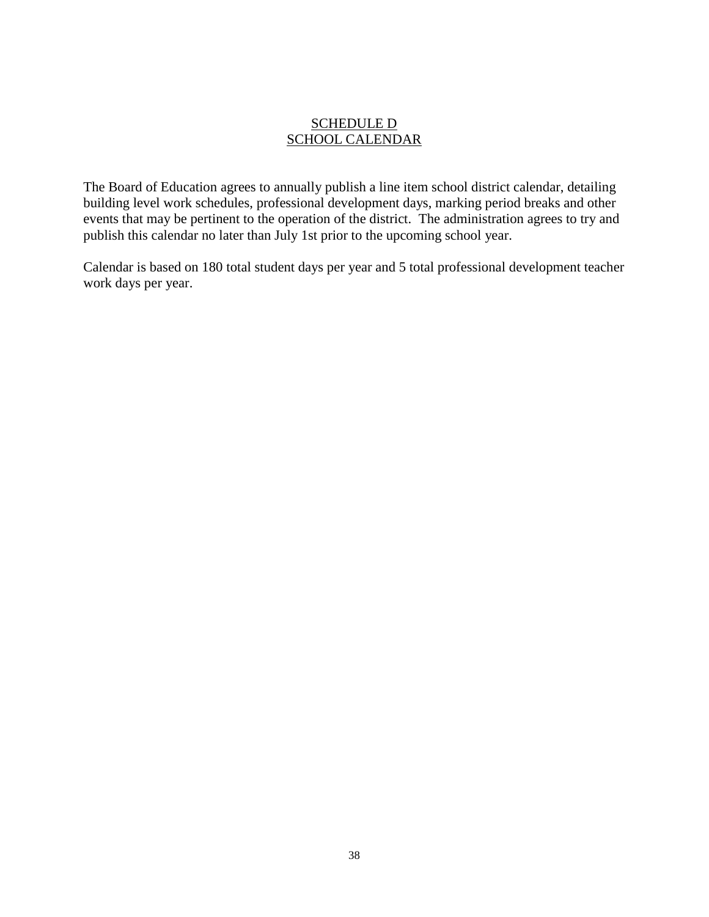# SCHEDULE D
# SCHOOL CALENDAR

The Board of Education agrees to annually publish a line item school district calendar, detailing building level work schedules, professional development days, marking period breaks and other events that may be pertinent to the operation of the district. The administration agrees to try and publish this calendar no later than July 1st prior to the upcoming school year.

Calendar is based on 180 total student days per year and 5 total professional development teacher work days per year.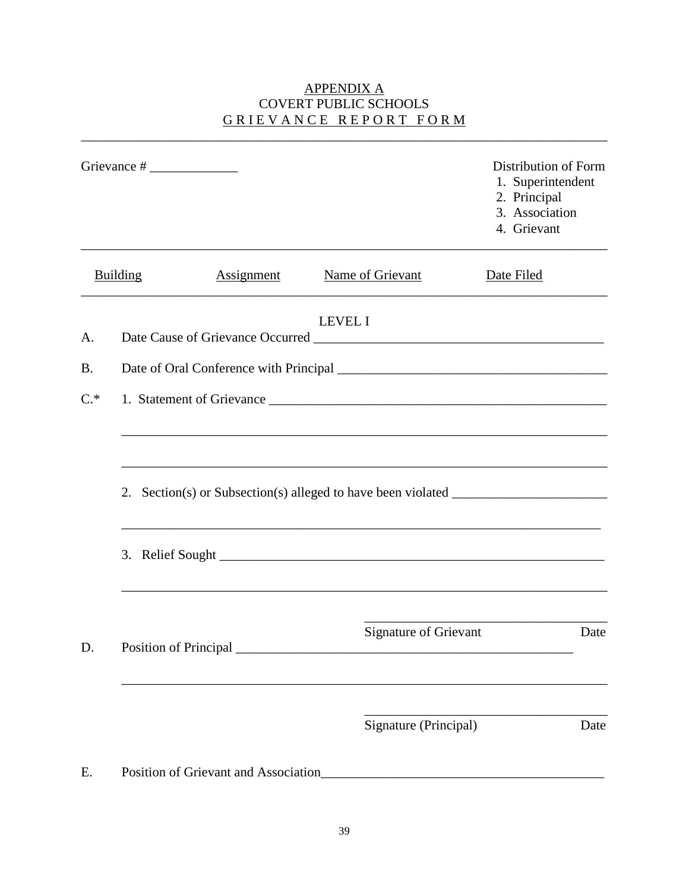APPENDIX A
COVERT PUBLIC SCHOOLS
GRIEVANCE REPORT FORM

---

Grievance # _____________

Distribution of Form
1. Superintendent
2. Principal
3. Association
4. Grievant

---

| Building | Assignment | Name of Grievant | Date Filed |
|---|---|---|---|

---

LEVEL I

A. Date Cause of Grievance Occurred ___________________________________________

B. Date of Oral Conference with Principal _______________________________________

C.* 1. Statement of Grievance _________________________________________________

_________________________________________________________________________

_________________________________________________________________________

2. Section(s) or Subsection(s) alleged to have been violated _______________________

_________________________________________________________________________

3. Relief Sought ____________________________________________________________

_________________________________________________________________________

___________________________________
Signature of Grievant Date

D. Position of Principal ___________________________________________________

_________________________________________________________________________

___________________________________
Signature (Principal) Date

E. Position of Grievant and Association_________________________________________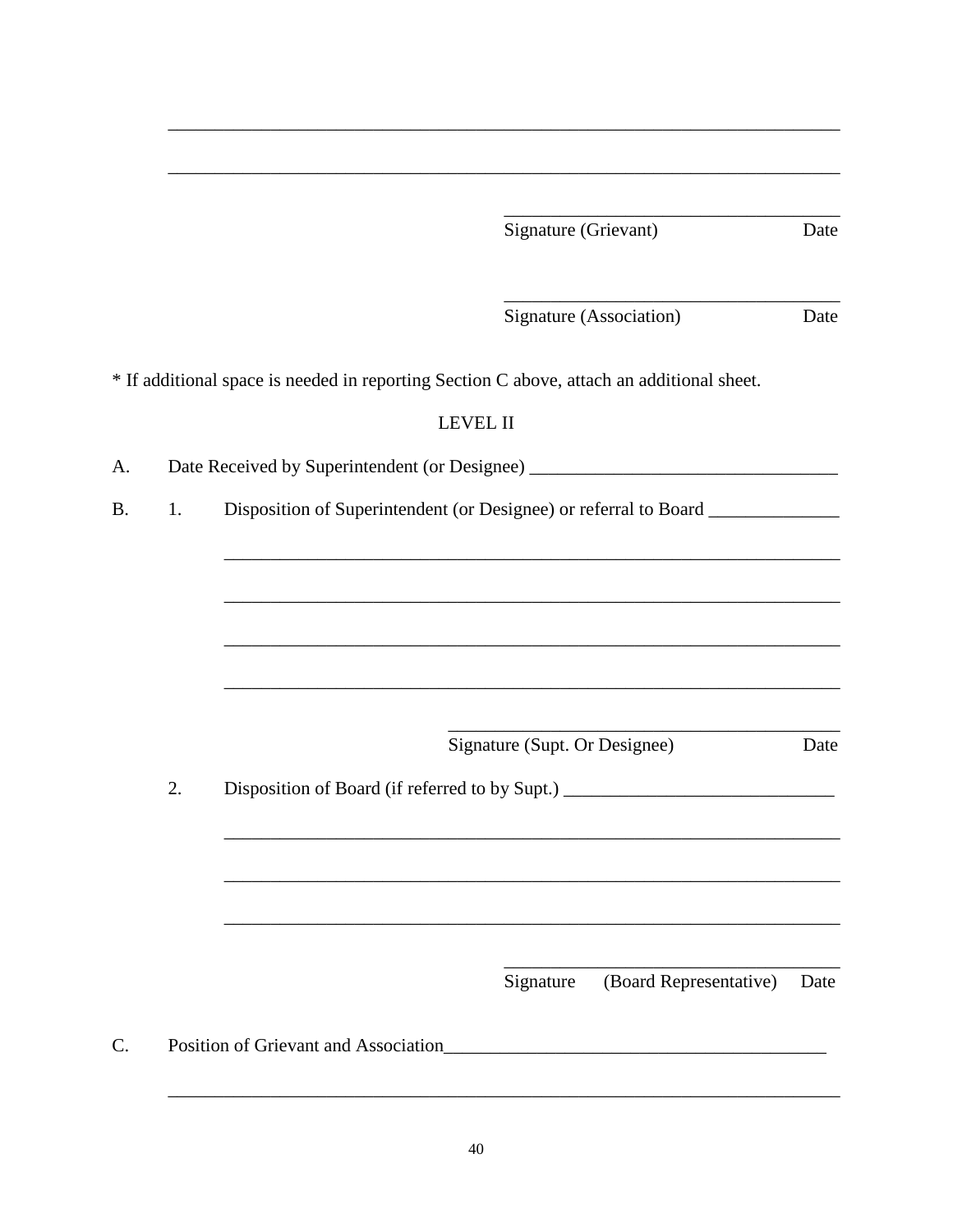\_\_\_\_\_\_\_\_\_\_\_\_\_\_\_\_\_\_\_\_\_\_\_\_\_\_\_\_\_\_\_\_\_\_\_\_\_\_\_\_\_\_\_\_\_\_\_\_\_\_\_\_\_\_\_\_\_\_\_\_\_\_\_\_\_\_\_\_\_\_

\_\_\_\_\_\_\_\_\_\_\_\_\_\_\_\_\_\_\_\_\_\_\_\_\_\_\_\_\_\_\_\_\_\_\_\_\_\_\_\_\_\_\_\_\_\_\_\_\_\_\_\_\_\_\_\_\_\_\_\_\_\_\_\_\_\_\_\_\_\_

\_\_\_\_\_\_\_\_\_\_\_\_\_\_\_\_\_\_\_\_\_\_\_\_\_\_\_\_\_\_\_\_\_\_\_\_\_
Signature (Grievant) Date

\_\_\_\_\_\_\_\_\_\_\_\_\_\_\_\_\_\_\_\_\_\_\_\_\_\_\_\_\_\_\_\_\_\_\_\_\_
Signature (Association) Date

* If additional space is needed in reporting Section C above, attach an additional sheet.

LEVEL II

A. Date Received by Superintendent (or Designee) \_\_\_\_\_\_\_\_\_\_\_\_\_\_\_\_\_\_\_\_\_\_\_\_\_\_\_\_\_\_\_\_\_\_\_

B. 1. Disposition of Superintendent (or Designee) or referral to Board \_\_\_\_\_\_\_\_\_\_\_\_\_\_

\_\_\_\_\_\_\_\_\_\_\_\_\_\_\_\_\_\_\_\_\_\_\_\_\_\_\_\_\_\_\_\_\_\_\_\_\_\_\_\_\_\_\_\_\_\_\_\_\_\_\_\_\_\_\_\_\_\_\_\_\_\_\_\_\_\_

\_\_\_\_\_\_\_\_\_\_\_\_\_\_\_\_\_\_\_\_\_\_\_\_\_\_\_\_\_\_\_\_\_\_\_\_\_\_\_\_\_\_\_\_\_\_\_\_\_\_\_\_\_\_\_\_\_\_\_\_\_\_\_\_\_\_

\_\_\_\_\_\_\_\_\_\_\_\_\_\_\_\_\_\_\_\_\_\_\_\_\_\_\_\_\_\_\_\_\_\_\_\_\_\_\_\_\_\_\_\_\_\_\_\_\_\_\_\_\_\_\_\_\_\_\_\_\_\_\_\_\_\_

\_\_\_\_\_\_\_\_\_\_\_\_\_\_\_\_\_\_\_\_\_\_\_\_\_\_\_\_\_\_\_\_\_\_\_\_\_\_\_\_\_\_\_\_\_\_\_\_\_\_\_\_\_\_\_\_\_\_\_\_\_\_\_\_\_\_

\_\_\_\_\_\_\_\_\_\_\_\_\_\_\_\_\_\_\_\_\_\_\_\_\_\_\_\_\_\_\_\_\_\_\_\_\_\_\_\_\_\_\_\_
Signature (Supt. Or Designee) Date

2. Disposition of Board (if referred to by Supt.) \_\_\_\_\_\_\_\_\_\_\_\_\_\_\_\_\_\_\_\_\_\_\_\_\_\_\_\_\_

\_\_\_\_\_\_\_\_\_\_\_\_\_\_\_\_\_\_\_\_\_\_\_\_\_\_\_\_\_\_\_\_\_\_\_\_\_\_\_\_\_\_\_\_\_\_\_\_\_\_\_\_\_\_\_\_\_\_\_\_\_\_\_\_\_\_

\_\_\_\_\_\_\_\_\_\_\_\_\_\_\_\_\_\_\_\_\_\_\_\_\_\_\_\_\_\_\_\_\_\_\_\_\_\_\_\_\_\_\_\_\_\_\_\_\_\_\_\_\_\_\_\_\_\_\_\_\_\_\_\_\_\_

\_\_\_\_\_\_\_\_\_\_\_\_\_\_\_\_\_\_\_\_\_\_\_\_\_\_\_\_\_\_\_\_\_\_\_\_\_\_\_\_\_\_\_\_\_\_\_\_\_\_\_\_\_\_\_\_\_\_\_\_\_\_\_\_\_\_

\_\_\_\_\_\_\_\_\_\_\_\_\_\_\_\_\_\_\_\_\_\_\_\_\_\_\_\_\_\_\_\_\_\_\_\_\_
Signature (Board Representative) Date

C. Position of Grievant and Association\_\_\_\_\_\_\_\_\_\_\_\_\_\_\_\_\_\_\_\_\_\_\_\_\_\_\_\_\_\_\_\_\_\_\_\_\_\_\_\_\_\_

\_\_\_\_\_\_\_\_\_\_\_\_\_\_\_\_\_\_\_\_\_\_\_\_\_\_\_\_\_\_\_\_\_\_\_\_\_\_\_\_\_\_\_\_\_\_\_\_\_\_\_\_\_\_\_\_\_\_\_\_\_\_\_\_\_\_\_\_\_\_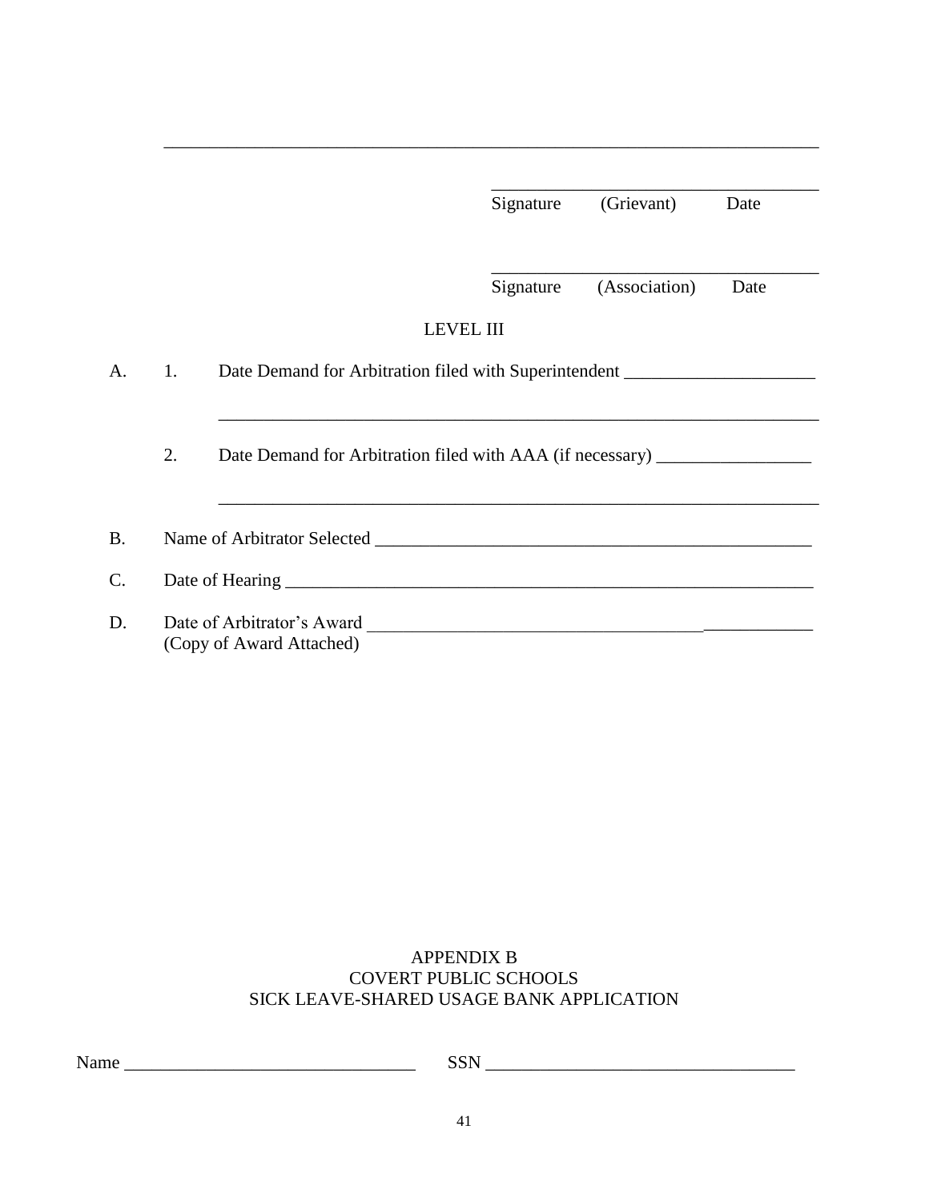\_\_\_\_\_\_\_\_\_\_\_\_\_\_\_\_\_\_\_\_\_\_\_\_\_\_\_\_\_\_\_\_\_\_\_\_\_\_\_\_\_\_\_\_\_\_\_\_\_\_\_\_\_\_\_\_\_\_\_\_\_\_\_\_\_\_\_\_\_\_\_\_\_\_

\_\_\_\_\_\_\_\_\_\_\_\_\_\_\_\_\_\_\_\_\_\_\_\_\_\_\_\_\_\_\_\_\_\_\_\_\_\_\_
Signature (Grievant) Date

\_\_\_\_\_\_\_\_\_\_\_\_\_\_\_\_\_\_\_\_\_\_\_\_\_\_\_\_\_\_\_\_\_\_\_\_\_\_\_
Signature (Association) Date

LEVEL III

A. 1. Date Demand for Arbitration filed with Superintendent \_\_\_\_\_\_\_\_\_\_\_\_\_\_\_\_\_\_\_\_\_\_

\_\_\_\_\_\_\_\_\_\_\_\_\_\_\_\_\_\_\_\_\_\_\_\_\_\_\_\_\_\_\_\_\_\_\_\_\_\_\_\_\_\_\_\_\_\_\_\_\_\_\_\_\_\_\_\_\_\_\_\_\_\_\_\_\_\_

2. Date Demand for Arbitration filed with AAA (if necessary) \_\_\_\_\_\_\_\_\_\_\_\_\_\_\_\_\_\_

\_\_\_\_\_\_\_\_\_\_\_\_\_\_\_\_\_\_\_\_\_\_\_\_\_\_\_\_\_\_\_\_\_\_\_\_\_\_\_\_\_\_\_\_\_\_\_\_\_\_\_\_\_\_\_\_\_\_\_\_\_\_\_\_\_\_

B. Name of Arbitrator Selected \_\_\_\_\_\_\_\_\_\_\_\_\_\_\_\_\_\_\_\_\_\_\_\_\_\_\_\_\_\_\_\_\_\_\_\_\_\_\_\_\_\_\_\_\_\_\_\_\_\_

C. Date of Hearing \_\_\_\_\_\_\_\_\_\_\_\_\_\_\_\_\_\_\_\_\_\_\_\_\_\_\_\_\_\_\_\_\_\_\_\_\_\_\_\_\_\_\_\_\_\_\_\_\_\_\_\_\_\_\_\_\_\_\_\_

D. Date of Arbitrator's Award \_\_\_\_\_\_\_\_\_\_\_\_\_\_\_\_\_\_\_\_\_\_\_\_\_\_\_\_\_\_\_\_\_\_\_\_\_\_\_\_\_\_\_\_\_\_\_\_\_\_
(Copy of Award Attached)

APPENDIX B
COVERT PUBLIC SCHOOLS
SICK LEAVE-SHARED USAGE BANK APPLICATION

Name \_\_\_\_\_\_\_\_\_\_\_\_\_\_\_\_\_\_\_\_\_\_\_\_\_\_\_\_\_\_\_\_\_\_ SSN \_\_\_\_\_\_\_\_\_\_\_\_\_\_\_\_\_\_\_\_\_\_\_\_\_\_\_\_\_\_\_\_\_\_\_\_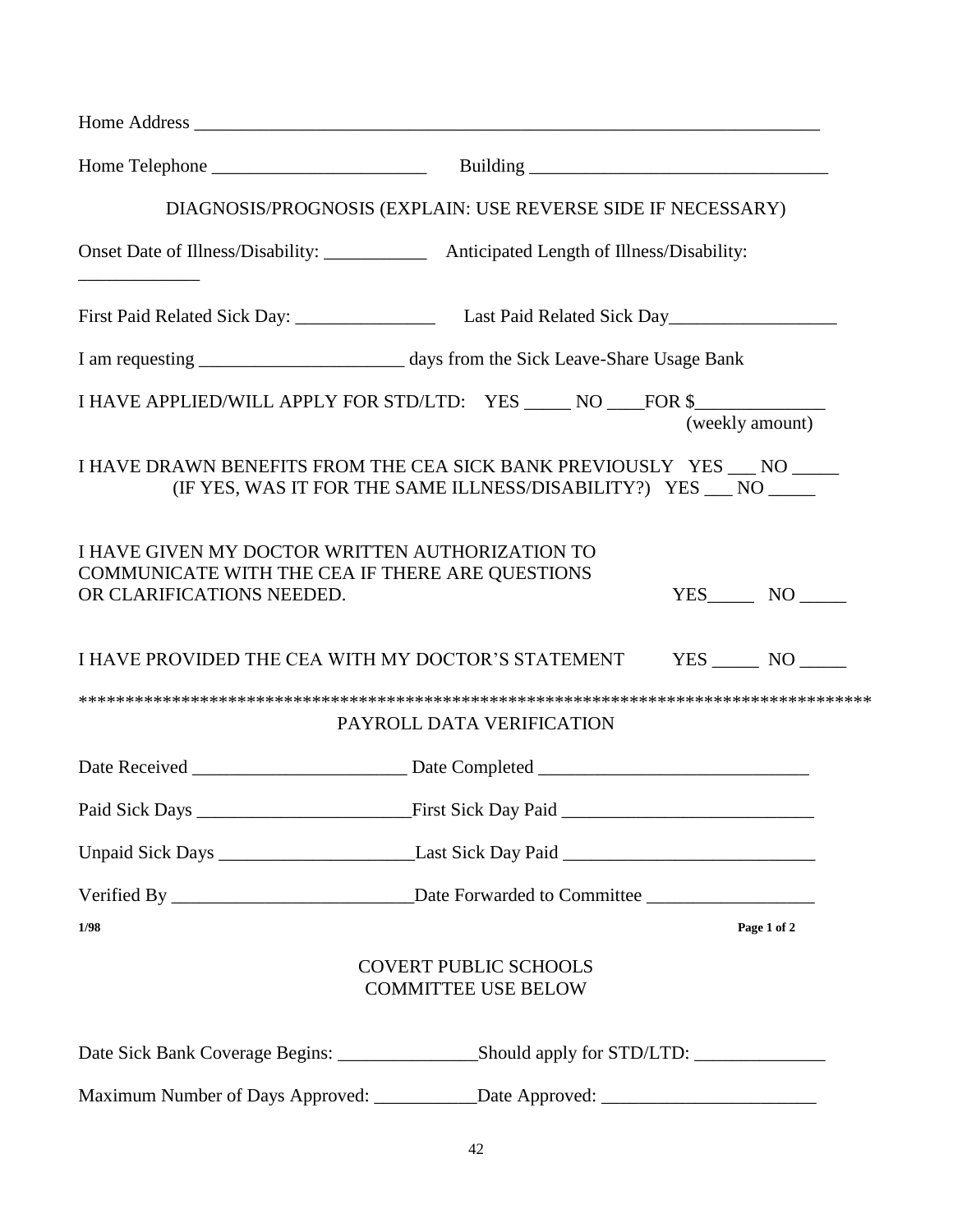Home Address ______________________________________________________________________

Home Telephone ______________________ Building ______________________________

DIAGNOSIS/PROGNOSIS (EXPLAIN: USE REVERSE SIDE IF NECESSARY)

Onset Date of Illness/Disability: ___________ Anticipated Length of Illness/Disability: _____________

First Paid Related Sick Day: _______________ Last Paid Related Sick Day__________________

I am requesting ______________________ days from the Sick Leave-Share Usage Bank

I HAVE APPLIED/WILL APPLY FOR STD/LTD: YES _____ NO ____FOR $______________ (weekly amount)

I HAVE DRAWN BENEFITS FROM THE CEA SICK BANK PREVIOUSLY YES ___ NO _____
(IF YES, WAS IT FOR THE SAME ILLNESS/DISABILITY?) YES ___ NO _____

I HAVE GIVEN MY DOCTOR WRITTEN AUTHORIZATION TO COMMUNICATE WITH THE CEA IF THERE ARE QUESTIONS OR CLARIFICATIONS NEEDED. YES_____ NO _____

I HAVE PROVIDED THE CEA WITH MY DOCTOR'S STATEMENT YES _____ NO _____

*****************************************************************************************

PAYROLL DATA VERIFICATION

Date Received ______________________ Date Completed ____________________________

Paid Sick Days ______________________First Sick Day Paid __________________________

Unpaid Sick Days ____________________Last Sick Day Paid __________________________

Verified By _________________________Date Forwarded to Committee __________________

1/98

COVERT PUBLIC SCHOOLS
COMMITTEE USE BELOW

Date Sick Bank Coverage Begins: _______________Should apply for STD/LTD: ______________

Maximum Number of Days Approved: ___________Date Approved: _______________________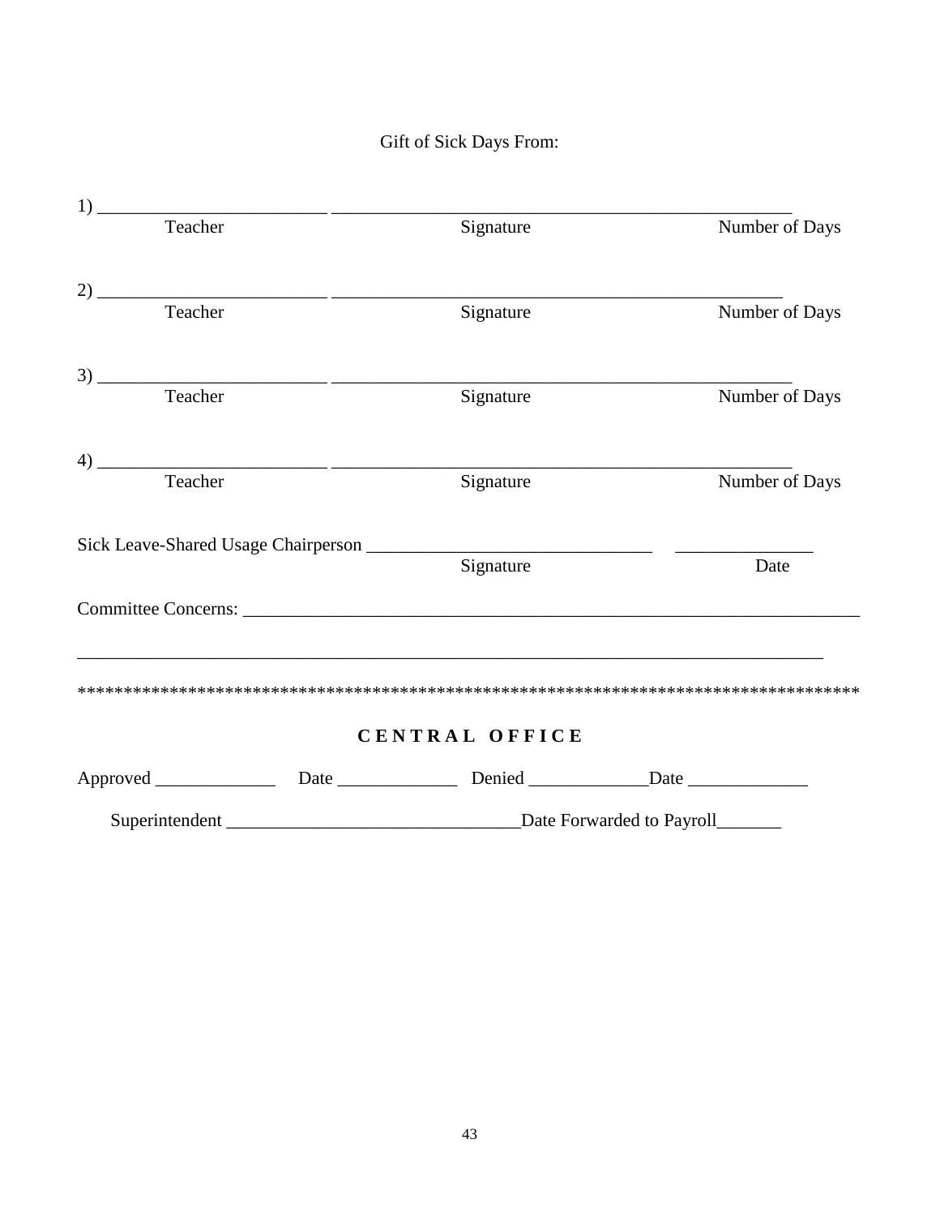Gift of Sick Days From:

1) _________________________ _______________________________________________

Teacher Signature Number of Days

2) _________________________ _______________________________________________

Teacher Signature Number of Days

3) _________________________ _______________________________________________

Teacher Signature Number of Days

4) _________________________ _______________________________________________

Teacher Signature Number of Days

Sick Leave-Shared Usage Chairperson _______________________________ _______________

Signature Date

Committee Concerns: ____________________________________________________________________

_________________________________________________________________________________

*****************************************************************************************

**C E N T R A L   O F F I C E**

Approved _____________ Date _____________ Denied _____________Date _____________

Superintendent _______________________________Date Forwarded to Payroll_______